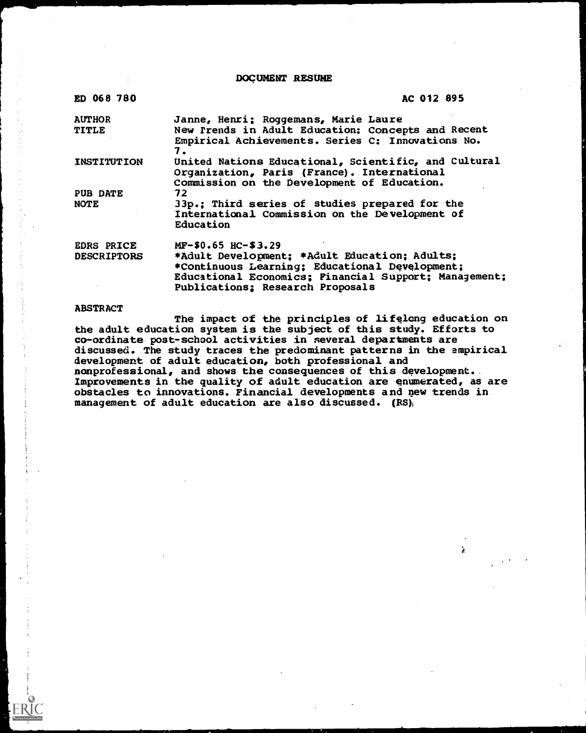# DOCUMENT RESUME

| | |
|---|---|
| ED 068 780 | AC 012 895 |
| AUTHOR | Janne, Henri; Roggemans, Marie Laure |
| TITLE | New Trends in Adult Education: Concepts and Recent Empirical Achievements. Series C: Innovations No. 7. |
| INSTITUTION | United Nations Educational, Scientific, and Cultural Organization, Paris (France). International Commission on the Development of Education. |
| PUB DATE | 72 |
| NOTE | 33p.; Third series of studies prepared for the International Commission on the Development of Education |
| EDRS PRICE | MF-$0.65 HC-$3.29 |
| DESCRIPTORS | *Adult Development; *Adult Education; Adults; *Continuous Learning; Educational Development; Educational Economics; Financial Support; Management; Publications; Research Proposals |

## ABSTRACT

The impact of the principles of lifelong education on the adult education system is the subject of this study. Efforts to co-ordinate post-school activities in several departments are discussed. The study traces the predominant patterns in the empirical development of adult education, both professional and nonprofessional, and shows the consequences of this development. Improvements in the quality of adult education are enumerated, as are obstacles to innovations. Financial developments and new trends in management of adult education are also discussed. (RS)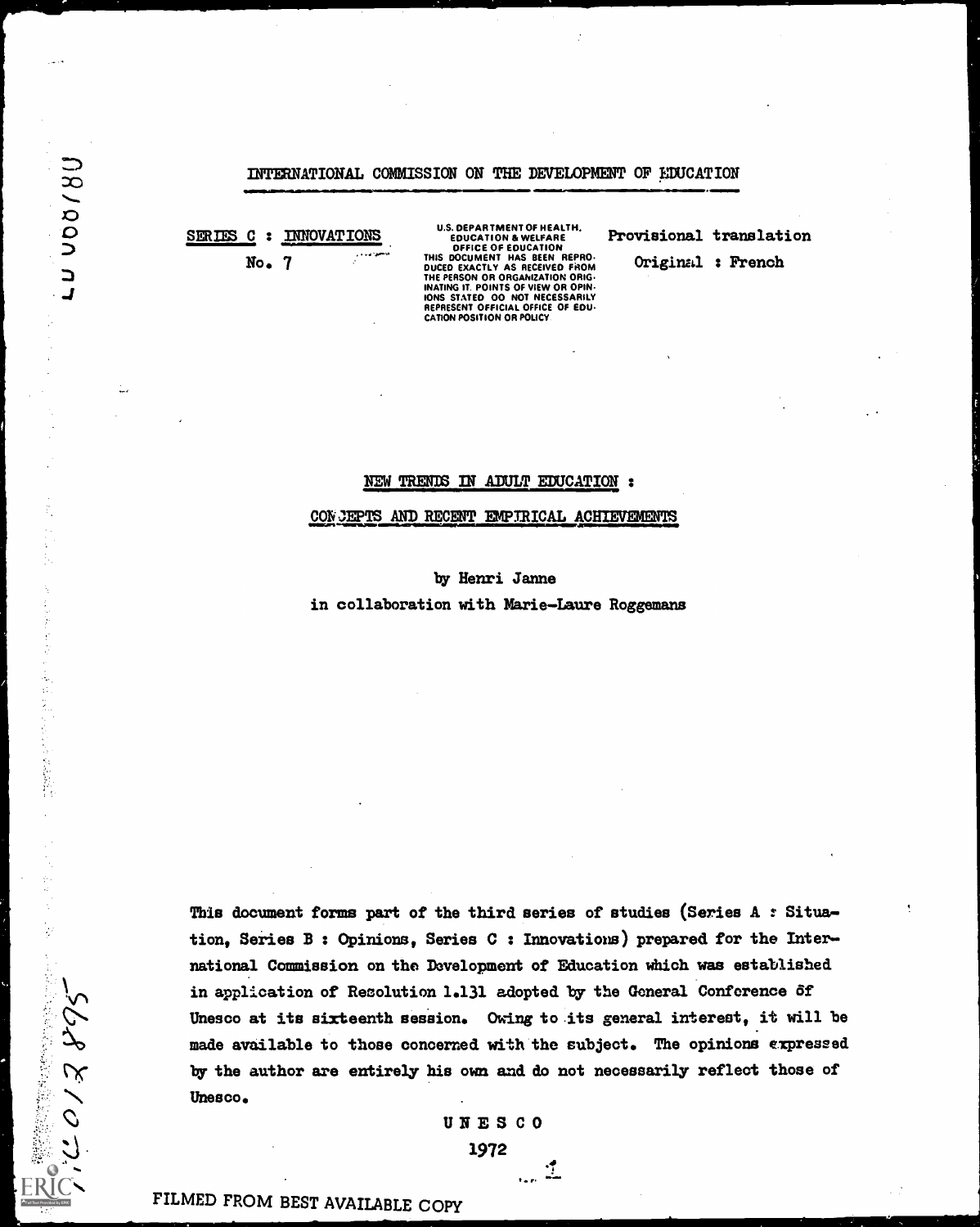INTERNATIONAL COMMISSION ON THE DEVELOPMENT OF EDUCATION

SERIES C : INNOVATIONS

No. 7

U.S. DEPARTMENT OF HEALTH, EDUCATION & WELFARE OFFICE OF EDUCATION THIS DOCUMENT HAS BEEN REPRODUCED EXACTLY AS RECEIVED FROM THE PERSON OR ORGANIZATION ORIGINATING IT. POINTS OF VIEW OR OPINIONS STATED DO NOT NECESSARILY REPRESENT OFFICIAL OFFICE OF EDUCATION POSITION OR POLICY

Provisional translation

Original : French

# NEW TRENDS IN ADULT EDUCATION :

## CONCEPTS AND RECENT EMPIRICAL ACHIEVEMENTS

by Henri Janne

in collaboration with Marie-Laure Roggemans

This document forms part of the third series of studies (Series A : Situation, Series B : Opinions, Series C : Innovations) prepared for the International Commission on the Development of Education which was established in application of Resolution 1.131 adopted by the General Conference of Unesco at its sixteenth session. Owing to its general interest, it will be made available to those concerned with the subject. The opinions expressed by the author are entirely his own and do not necessarily reflect those of Unesco.

UNESCO

1972

FILMED FROM BEST AVAILABLE COPY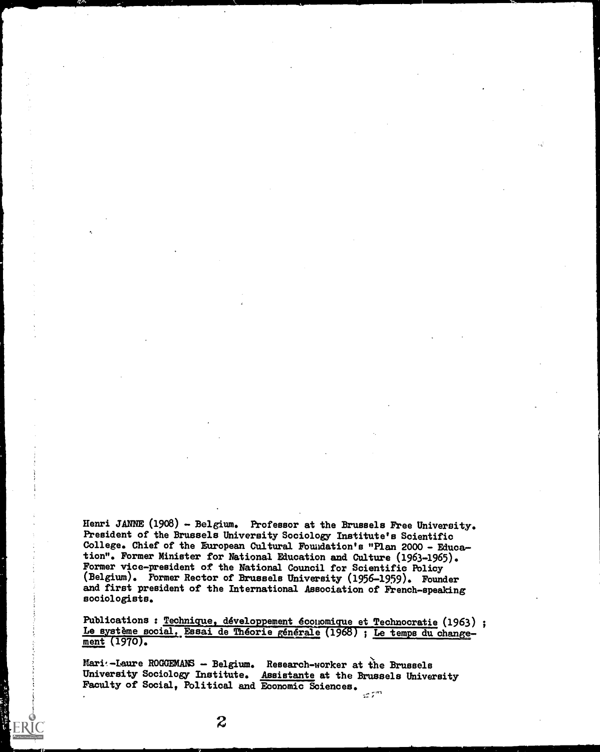Henri JANNE (1908) - Belgium. Professor at the Brussels Free University. President of the Brussels University Sociology Institute's Scientific College. Chief of the European Cultural Foundation's "Plan 2000 - Education". Former Minister for National Education and Culture (1963-1965). Former vice-president of the National Council for Scientific Policy (Belgium). Former Rector of Brussels University (1956-1959). Founder and first president of the International Association of French-speaking sociologists.

Publications : Technique, développement économique et Technocratie (1963) ; Le système social, Essai de Théorie générale (1968) ; Le temps du changement (1970).

Marie-Laure ROGGEMANS - Belgium. Research-worker at the Brussels University Sociology Institute. Assistante at the Brussels University Faculty of Social, Political and Economic Sciences.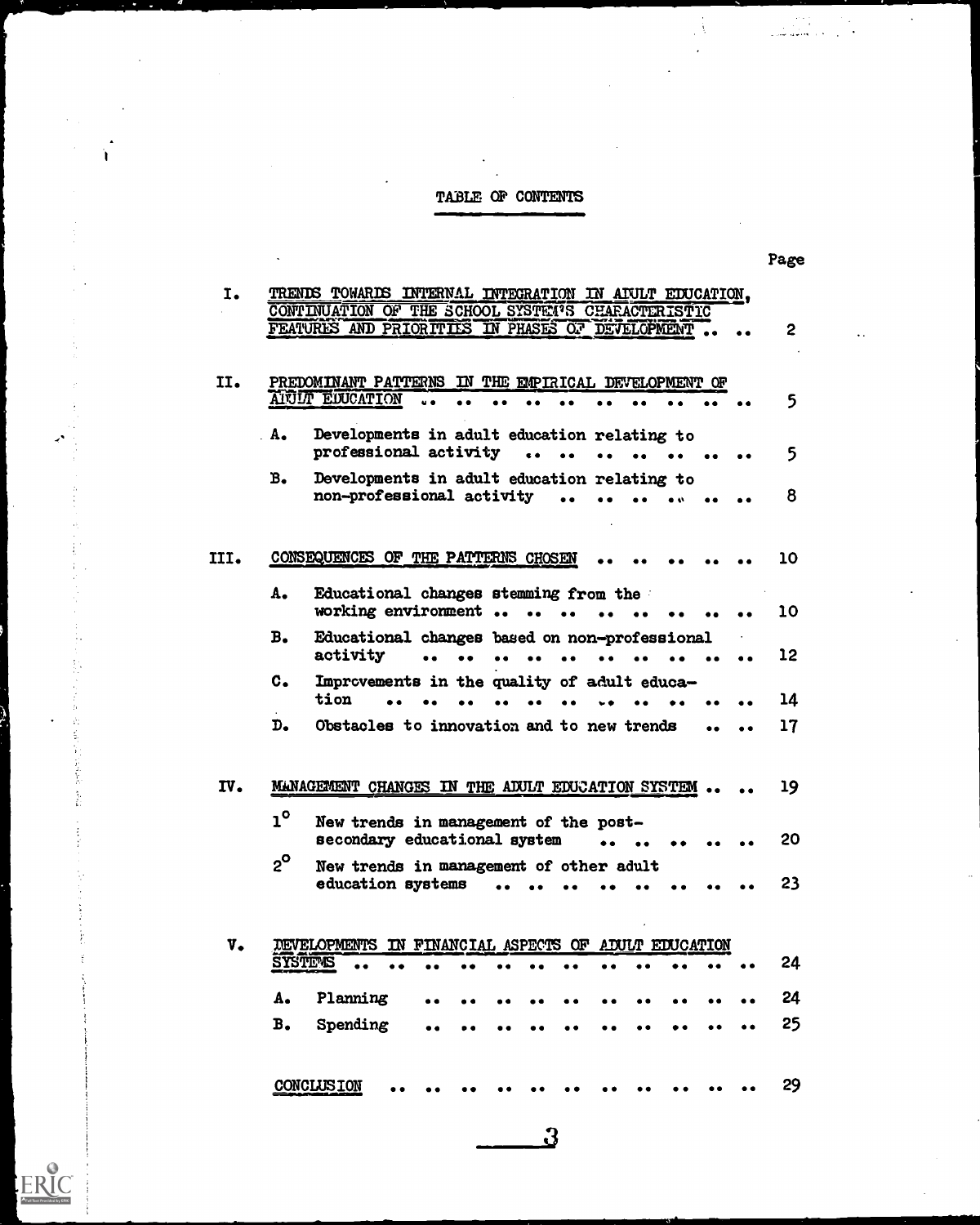# TABLE OF CONTENTS

| | | Page |
|---|---|---|
| I. | TRENDS TOWARDS INTERNAL INTEGRATION IN ADULT EDUCATION, CONTINUATION OF THE SCHOOL SYSTEM'S CHARACTERISTIC FEATURES AND PRIORITIES IN PHASES OF DEVELOPMENT | 2 |
| II. | PREDOMINANT PATTERNS IN THE EMPIRICAL DEVELOPMENT OF ADULT EDUCATION | 5 |
| | A. Developments in adult education relating to professional activity | 5 |
| | B. Developments in adult education relating to non-professional activity | 8 |
| III. | CONSEQUENCES OF THE PATTERNS CHOSEN | 10 |
| | A. Educational changes stemming from the working environment | 10 |
| | B. Educational changes based on non-professional activity | 12 |
| | C. Improvements in the quality of adult education | 14 |
| | D. Obstacles to innovation and to new trends | 17 |
| IV. | MANAGEMENT CHANGES IN THE ADULT EDUCATION SYSTEM | 19 |
| | 1° New trends in management of the post-secondary educational system | 20 |
| | 2° New trends in management of other adult education systems | 23 |
| V. | DEVELOPMENTS IN FINANCIAL ASPECTS OF ADULT EDUCATION SYSTEMS | 24 |
| | A. Planning | 24 |
| | B. Spending | 25 |
| | CONCLUSION | 29 |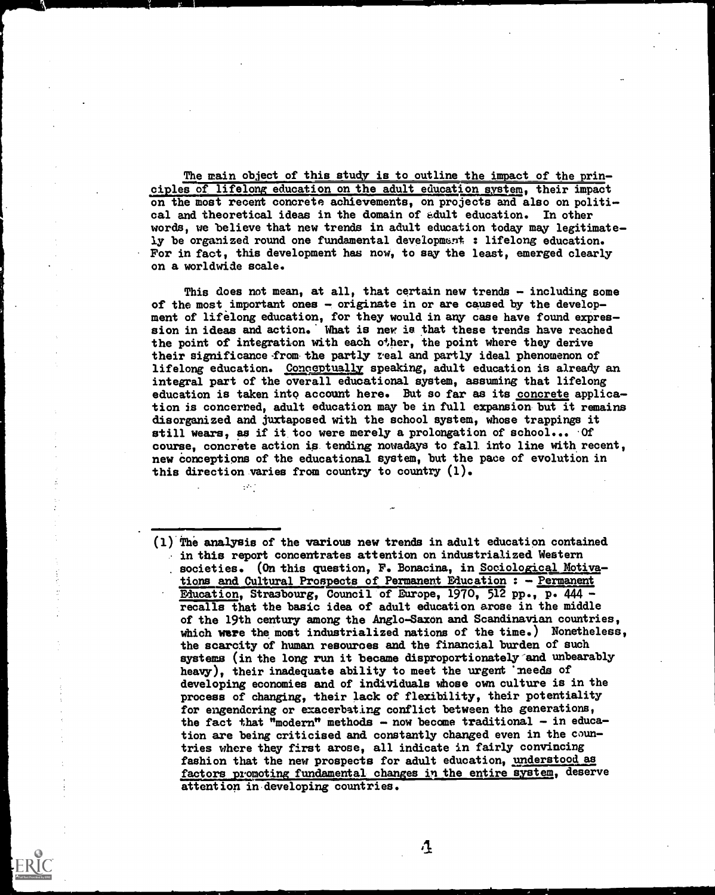The main object of this study is to outline the impact of the principles of lifelong education on the adult education system, their impact on the most recent concrete achievements, on projects and also on political and theoretical ideas in the domain of adult education. In other words, we believe that new trends in adult education today may legitimately be organized round one fundamental development : lifelong education. For in fact, this development has now, to say the least, emerged clearly on a worldwide scale.

This does not mean, at all, that certain new trends - including some of the most important ones - originate in or are caused by the development of lifelong education, for they would in any case have found expression in ideas and action. What is new is that these trends have reached the point of integration with each other, the point where they derive their significance from the partly real and partly ideal phenomenon of lifelong education. Conceptually speaking, adult education is already an integral part of the overall educational system, assuming that lifelong education is taken into account here. But so far as its concrete application is concerned, adult education may be in full expansion but it remains disorganized and juxtaposed with the school system, whose trappings it still wears, as if it too were merely a prolongation of school... Of course, concrete action is tending nowadays to fall into line with recent, new conceptions of the educational system, but the pace of evolution in this direction varies from country to country (1).

---

(1) The analysis of the various new trends in adult education contained in this report concentrates attention on industrialized Western societies. (On this question, F. Bonacina, in Sociological Motivations and Cultural Prospects of Permanent Education : - Permanent Education, Strasbourg, Council of Europe, 1970, 512 pp., p. 444 - recalls that the basic idea of adult education arose in the middle of the 19th century among the Anglo-Saxon and Scandinavian countries, which were the most industrialized nations of the time.) Nonetheless, the scarcity of human resources and the financial burden of such systems (in the long run it became disproportionately and unbearably heavy), their inadequate ability to meet the urgent needs of developing economies and of individuals whose own culture is in the process of changing, their lack of flexibility, their potentiality for engendering or exacerbating conflict between the generations, the fact that "modern" methods - now become traditional - in education are being criticised and constantly changed even in the countries where they first arose, all indicate in fairly convincing fashion that the new prospects for adult education, understood as factors promoting fundamental changes in the entire system, deserve attention in developing countries.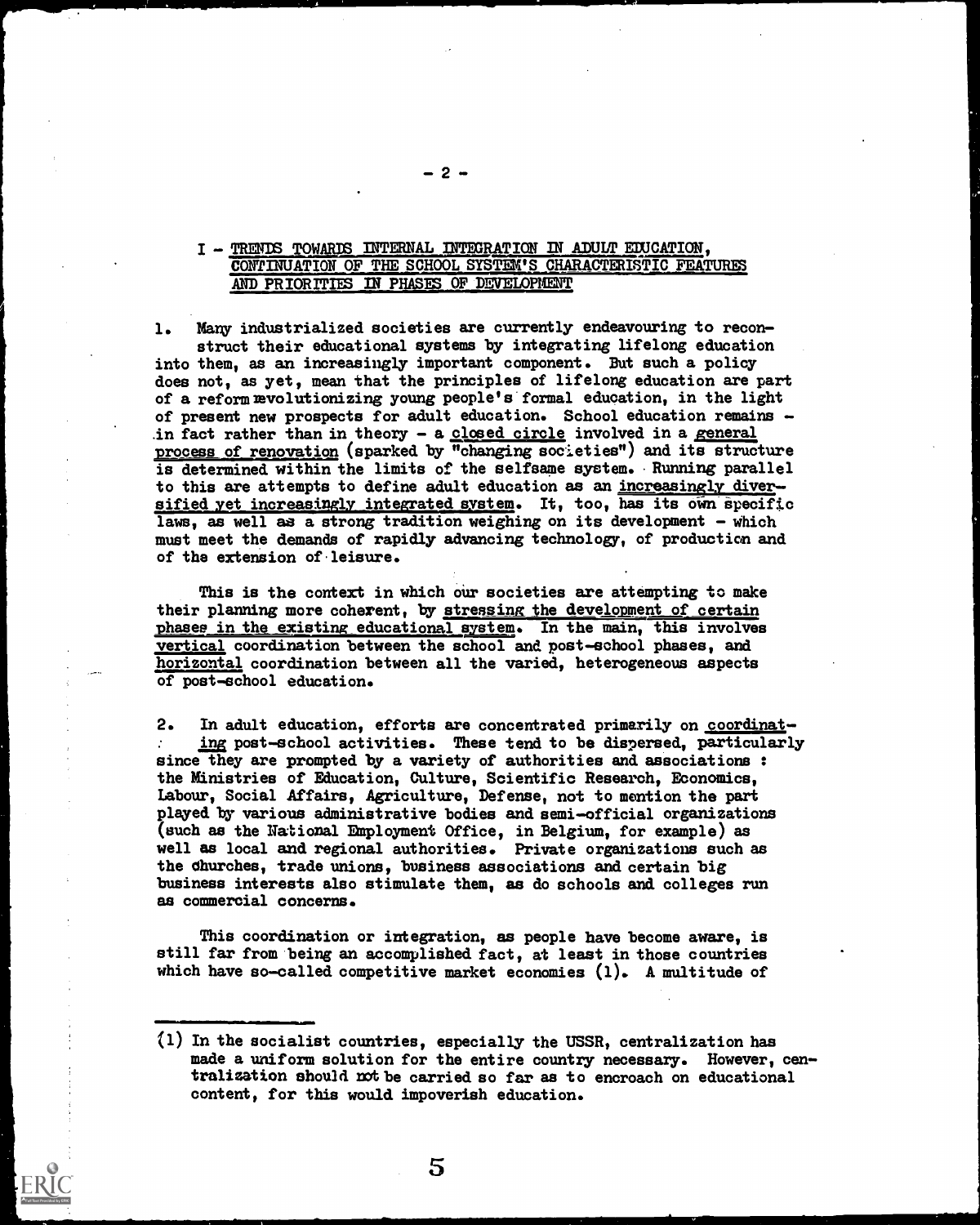## I - TRENDS TOWARDS INTERNAL INTEGRATION IN ADULT EDUCATION, CONTINUATION OF THE SCHOOL SYSTEM'S CHARACTERISTIC FEATURES AND PRIORITIES IN PHASES OF DEVELOPMENT

1. Many industrialized societies are currently endeavouring to reconstruct their educational systems by integrating lifelong education into them, as an increasingly important component. But such a policy does not, as yet, mean that the principles of lifelong education are part of a reform revolutionizing young people's formal education, in the light of present new prospects for adult education. School education remains - in fact rather than in theory - a closed circle involved in a general process of renovation (sparked by "changing societies") and its structure is determined within the limits of the selfsame system. Running parallel to this are attempts to define adult education as an increasingly diversified yet increasingly integrated system. It, too, has its own specific laws, as well as a strong tradition weighing on its development - which must meet the demands of rapidly advancing technology, of production and of the extension of leisure.

This is the context in which our societies are attempting to make their planning more coherent, by stressing the development of certain phases in the existing educational system. In the main, this involves vertical coordination between the school and post-school phases, and horizontal coordination between all the varied, heterogeneous aspects of post-school education.

2. In adult education, efforts are concentrated primarily on coordinating post-school activities. These tend to be dispersed, particularly since they are prompted by a variety of authorities and associations : the Ministries of Education, Culture, Scientific Research, Economics, Labour, Social Affairs, Agriculture, Defense, not to mention the part played by various administrative bodies and semi-official organizations (such as the National Employment Office, in Belgium, for example) as well as local and regional authorities. Private organizations such as the churches, trade unions, business associations and certain big business interests also stimulate them, as do schools and colleges run as commercial concerns.

This coordination or integration, as people have become aware, is still far from being an accomplished fact, at least in those countries which have so-called competitive market economies (1). A multitude of

(1) In the socialist countries, especially the USSR, centralization has made a uniform solution for the entire country necessary. However, centralization should not be carried so far as to encroach on educational content, for this would impoverish education.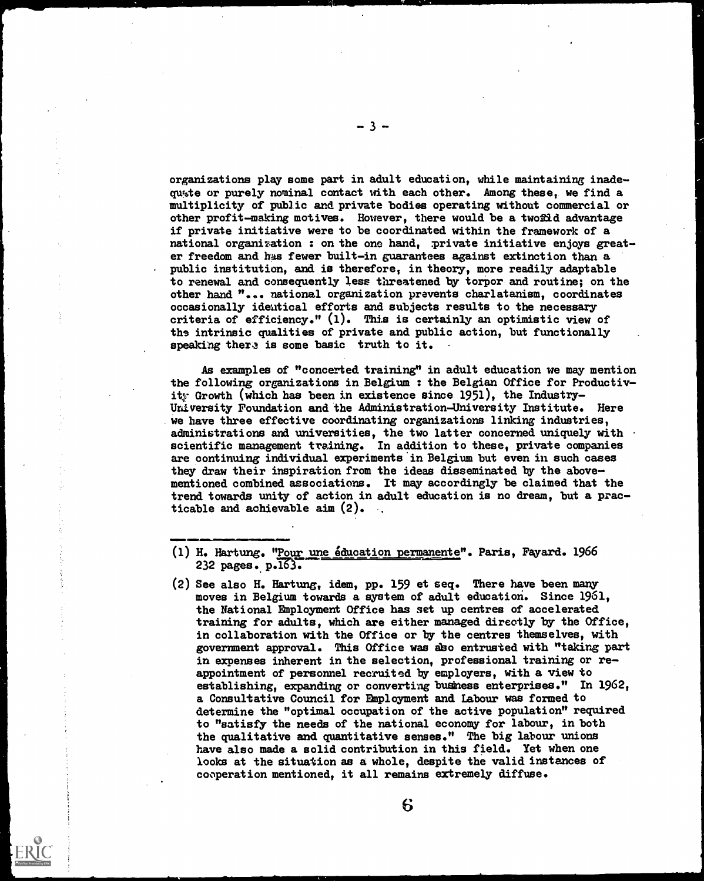organizations play some part in adult education, while maintaining inadequate or purely nominal contact with each other. Among these, we find a multiplicity of public and private bodies operating without commercial or other profit-making motives. However, there would be a twofold advantage if private initiative were to be coordinated within the framework of a national organization : on the one hand, private initiative enjoys greater freedom and has fewer built-in guarantees against extinction than a public institution, and is therefore, in theory, more readily adaptable to renewal and consequently less threatened by torpor and routine; on the other hand "... national organization prevents charlatanism, coordinates occasionally identical efforts and subjects results to the necessary criteria of efficiency." (1). This is certainly an optimistic view of the intrinsic qualities of private and public action, but functionally speaking there is some basic truth to it.

As examples of "concerted training" in adult education we may mention the following organizations in Belgium : the Belgian Office for Productivity Growth (which has been in existence since 1951), the Industry-University Foundation and the Administration-University Institute. Here we have three effective coordinating organizations linking industries, administrations and universities, the two latter concerned uniquely with scientific management training. In addition to these, private companies are continuing individual experiments in Belgium but even in such cases they draw their inspiration from the ideas disseminated by the above-mentioned combined associations. It may accordingly be claimed that the trend towards unity of action in adult education is no dream, but a practicable and achievable aim (2).

---

(1) H. Hartung. "Pour une éducation permanente". Paris, Fayard. 1966 232 pages. p.163.

(2) See also H. Hartung, idem, pp. 159 et seq. There have been many moves in Belgium towards a system of adult education. Since 1961, the National Employment Office has set up centres of accelerated training for adults, which are either managed directly by the Office, in collaboration with the Office or by the centres themselves, with government approval. This Office was also entrusted with "taking part in expenses inherent in the selection, professional training or re-appointment of personnel recruited by employers, with a view to establishing, expanding or converting business enterprises." In 1962, a Consultative Council for Employment and Labour was formed to determine the "optimal occupation of the active population" required to "satisfy the needs of the national economy for labour, in both the qualitative and quantitative senses." The big labour unions have also made a solid contribution in this field. Yet when one looks at the situation as a whole, despite the valid instances of cooperation mentioned, it all remains extremely diffuse.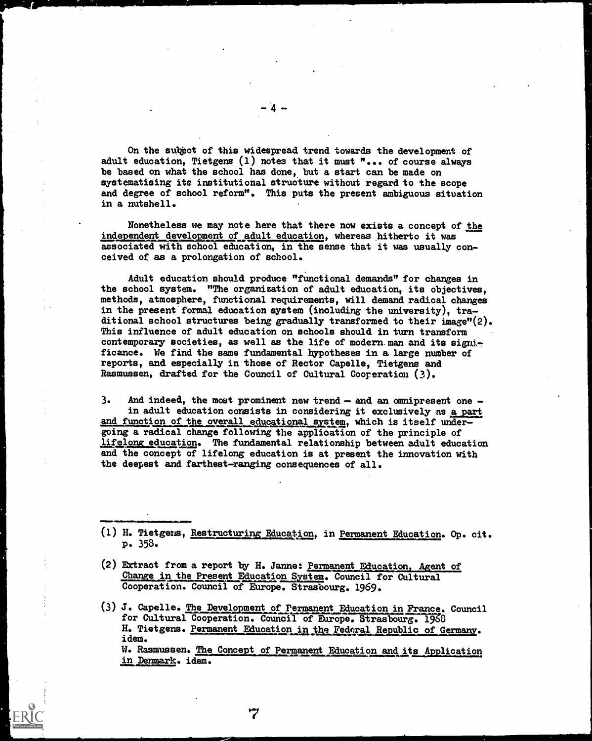On the subject of this widespread trend towards the development of adult education, Tietgens (1) notes that it must "... of course always be based on what the school has done, but a start can be made on systematising its institutional structure without regard to the scope and degree of school reform". This puts the present ambiguous situation in a nutshell.

Nonetheless we may note here that there now exists a concept of <u>the independent development of adult education</u>, whereas hitherto it was associated with school education, in the sense that it was usually conceived of as a prolongation of school.

Adult education should produce "functional demands" for changes in the school system. "The organization of adult education, its objectives, methods, atmosphere, functional requirements, will demand radical changes in the present formal education system (including the university), traditional school structures being gradually transformed to their image"(2). This influence of adult education on schools should in turn transform contemporary societies, as well as the life of modern man and its significance. We find the same fundamental hypotheses in a large number of reports, and especially in those of Rector Capelle, Tietgens and Rasmussen, drafted for the Council of Cultural Cooperation (3).

3. And indeed, the most prominent new trend – and an omnipresent one – in adult education consists in considering it exclusively as <u>a part and function of the overall educational system</u>, which is itself undergoing a radical change following the application of the principle of <u>lifelong education</u>. The fundamental relationship between adult education and the concept of lifelong education is at present the innovation with the deepest and farthest-ranging consequences of all.

---

(1) H. Tietgens, <u>Restructuring Education</u>, in <u>Permanent Education</u>. Op. cit. p. 358.

(2) Extract from a report by H. Janne: <u>Permanent Education, Agent of Change in the Present Education System</u>. Council for Cultural Cooperation. Council of Europe. Strasbourg. 1969.

(3) J. Capelle. <u>The Development of Permanent Education in France</u>. Council for Cultural Cooperation. Council of Europe. Strasbourg. 1968
H. Tietgens. <u>Permanent Education in the Federal Republic of Germany</u>. idem.
W. Rasmussen. <u>The Concept of Permanent Education and its Application in Denmark</u>. idem.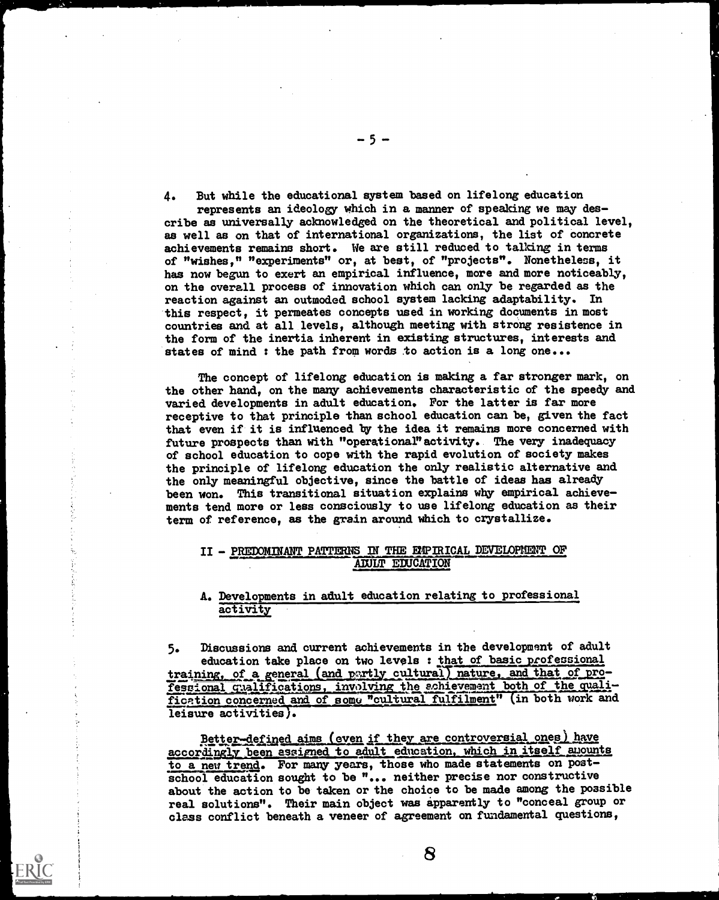4. But while the educational system based on lifelong education represents an ideology which in a manner of speaking we may describe as universally acknowledged on the theoretical and political level, as well as on that of international organizations, the list of concrete achievements remains short. We are still reduced to talking in terms of "wishes," "experiments" or, at best, of "projects". Nonetheless, it has now begun to exert an empirical influence, more and more noticeably, on the overall process of innovation which can only be regarded as the reaction against an outmoded school system lacking adaptability. In this respect, it permeates concepts used in working documents in most countries and at all levels, although meeting with strong resistence in the form of the inertia inherent in existing structures, interests and states of mind : the path from words to action is a long one...

The concept of lifelong education is making a far stronger mark, on the other hand, on the many achievements characteristic of the speedy and varied developments in adult education. For the latter is far more receptive to that principle than school education can be, given the fact that even if it is influenced by the idea it remains more concerned with future prospects than with "operational" activity. The very inadequacy of school education to cope with the rapid evolution of society makes the principle of lifelong education the only realistic alternative and the only meaningful objective, since the battle of ideas has already been won. This transitional situation explains why empirical achievements tend more or less consciously to use lifelong education as their term of reference, as the grain around which to crystallize.

## II - PREDOMINANT PATTERNS IN THE EMPIRICAL DEVELOPMENT OF ADULT EDUCATION

### A. Developments in adult education relating to professional activity

5. Discussions and current achievements in the development of adult education take place on two levels : that of basic professional training, of a general (and partly cultural) nature, and that of professional qualifications, involving the achievement both of the qualification concerned and of some "cultural fulfilment" (in both work and leisure activities).

Better-defined aims (even if they are controversial ones) have accordingly been assigned to adult education, which in itself amounts to a new trend. For many years, those who made statements on post-school education sought to be "... neither precise nor constructive about the action to be taken or the choice to be made among the possible real solutions". Their main object was apparently to "conceal group or class conflict beneath a veneer of agreement on fundamental questions,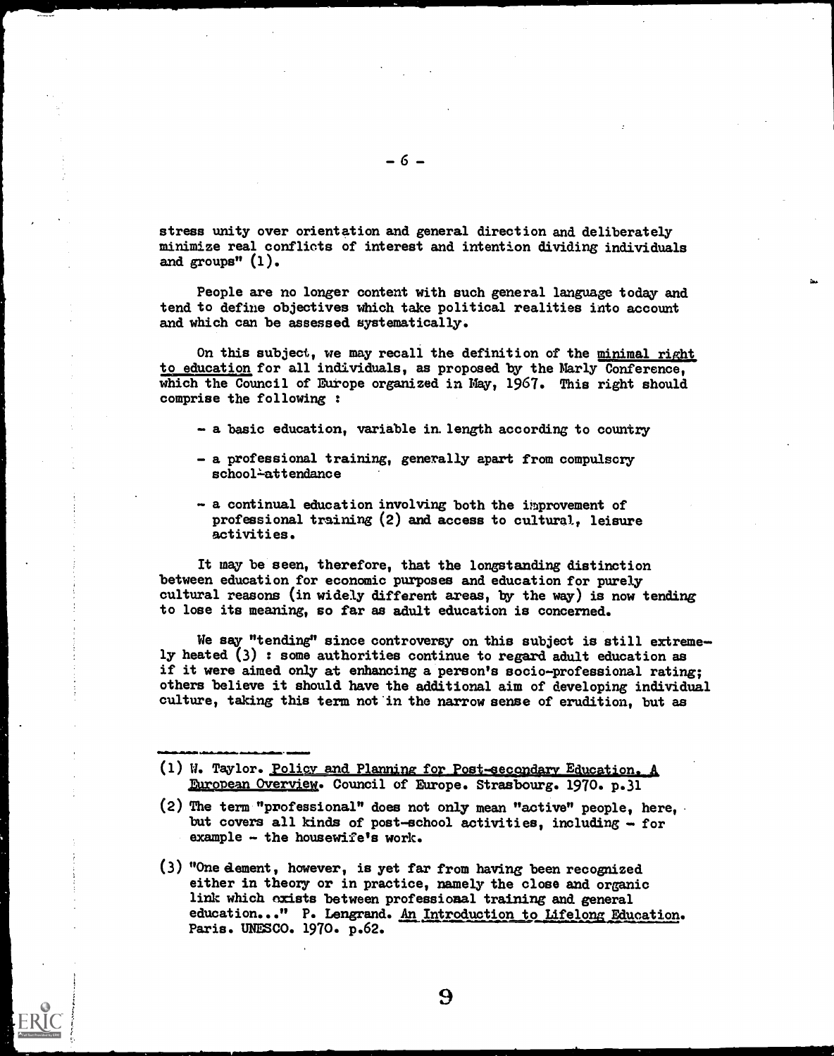stress unity over orientation and general direction and deliberately minimize real conflicts of interest and intention dividing individuals and groups" (1).

People are no longer content with such general language today and tend to define objectives which take political realities into account and which can be assessed systematically.

On this subject, we may recall the definition of the <u>minimal right to education</u> for all individuals, as proposed by the Marly Conference, which the Council of Europe organized in May, 1967. This right should comprise the following :

- a basic education, variable in length according to country
- a professional training, generally apart from compulsory school-attendance
- a continual education involving both the improvement of professional training (2) and access to cultural, leisure activities.

It may be seen, therefore, that the longstanding distinction between education for economic purposes and education for purely cultural reasons (in widely different areas, by the way) is now tending to lose its meaning, so far as adult education is concerned.

We say "tending" since controversy on this subject is still extremely heated (3) : some authorities continue to regard adult education as if it were aimed only at enhancing a person's socio-professional rating; others believe it should have the additional aim of developing individual culture, taking this term not in the narrow sense of erudition, but as

---

(1) W. Taylor. <u>Policy and Planning for Post-secondary Education. A European Overview</u>. Council of Europe. Strasbourg. 1970. p.31

(2) The term "professional" does not only mean "active" people, here, but covers all kinds of post-school activities, including - for example - the housewife's work.

(3) "One element, however, is yet far from having been recognized either in theory or in practice, namely the close and organic link which exists between professional training and general education..." P. Lengrand. <u>An Introduction to Lifelong Education</u>. Paris. UNESCO. 1970. p.62.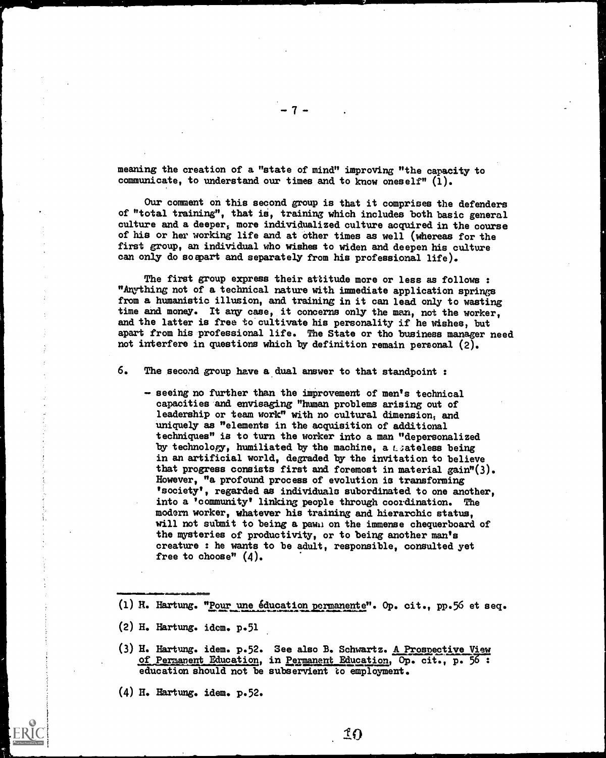meaning the creation of a "state of mind" improving "the capacity to communicate, to understand our times and to know oneself" (1).

Our comment on this second group is that it comprises the defenders of "total training", that is, training which includes both basic general culture and a deeper, more individualized culture acquired in the course of his or her working life and at other times as well (whereas for the first group, an individual who wishes to widen and deepen his culture can only do so apart and separately from his professional life).

The first group express their attitude more or less as follows : "Anything not of a technical nature with immediate application springs from a humanistic illusion, and training in it can lead only to wasting time and money. It any case, it concerns only the man, not the worker, and the latter is free to cultivate his personality if he wishes, but apart from his professional life. The State or the business manager need not interfere in questions which by definition remain personal (2).

6. The second group have a dual answer to that standpoint :

- seeing no further than the improvement of men's technical capacities and envisaging "human problems arising out of leadership or team work" with no cultural dimension, and uniquely as "elements in the acquisition of additional techniques" is to turn the worker into a man "depersonalized by technology, humiliated by the machine, a stateless being in an artificial world, degraded by the invitation to believe that progress consists first and foremost in material gain"(3). However, "a profound process of evolution is transforming 'society', regarded as individuals subordinated to one another, into a 'community' linking people through coordination. The modern worker, whatever his training and hierarchic status, will not submit to being a pawn on the immense chequerboard of the mysteries of productivity, or to being another man's creature : he wants to be adult, responsible, consulted yet free to choose" (4).

---

(1) H. Hartung. "Pour une éducation permanente". Op. cit., pp.56 et seq.

(2) H. Hartung. idem. p.51

(3) H. Hartung. idem. p.52. See also B. Schwartz. A Prospective View of Permanent Education, in Permanent Education, Op. cit., p. 56 : education should not be subservient to employment.

(4) H. Hartung. idem. p.52.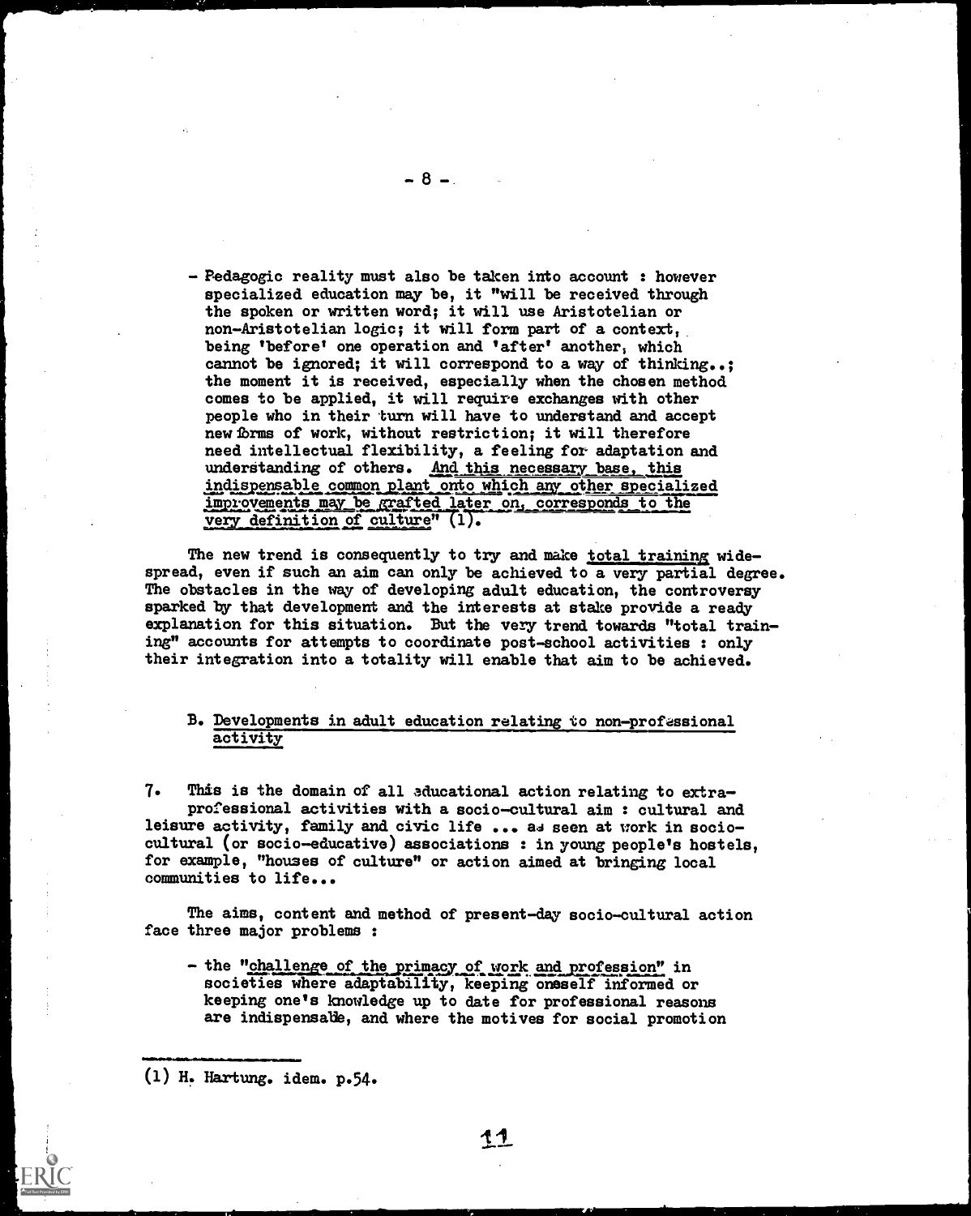- Pedagogic reality must also be taken into account : however specialized education may be, it "will be received through the spoken or written word; it will use Aristotelian or non-Aristotelian logic; it will form part of a context, being 'before' one operation and 'after' another, which cannot be ignored; it will correspond to a way of thinking..; the moment it is received, especially when the chosen method comes to be applied, it will require exchanges with other people who in their turn will have to understand and accept new forms of work, without restriction; it will therefore need intellectual flexibility, a feeling for adaptation and understanding of others. <u>And this necessary base, this indispensable common plant onto which any other specialized improvements may be grafted later on, corresponds to the very definition of culture</u>" (1).

The new trend is consequently to try and make <u>total training</u> widespread, even if such an aim can only be achieved to a very partial degree. The obstacles in the way of developing adult education, the controversy sparked by that development and the interests at stake provide a ready explanation for this situation. But the very trend towards "total training" accounts for attempts to coordinate post-school activities : only their integration into a totality will enable that aim to be achieved.

### B. Developments in adult education relating to non-professional activity

7. This is the domain of all educational action relating to extra-professional activities with a socio-cultural aim : cultural and leisure activity, family and civic life ... as seen at work in socio-cultural (or socio-educative) associations : in young people's hostels, for example, "houses of culture" or action aimed at bringing local communities to life...

The aims, content and method of present-day socio-cultural action face three major problems :

- the "<u>challenge of the primacy of work and profession</u>" in societies where adaptability, keeping oneself informed or keeping one's knowledge up to date for professional reasons are indispensable, and where the motives for social promotion

---

(1) H. Hartung. idem. p.54.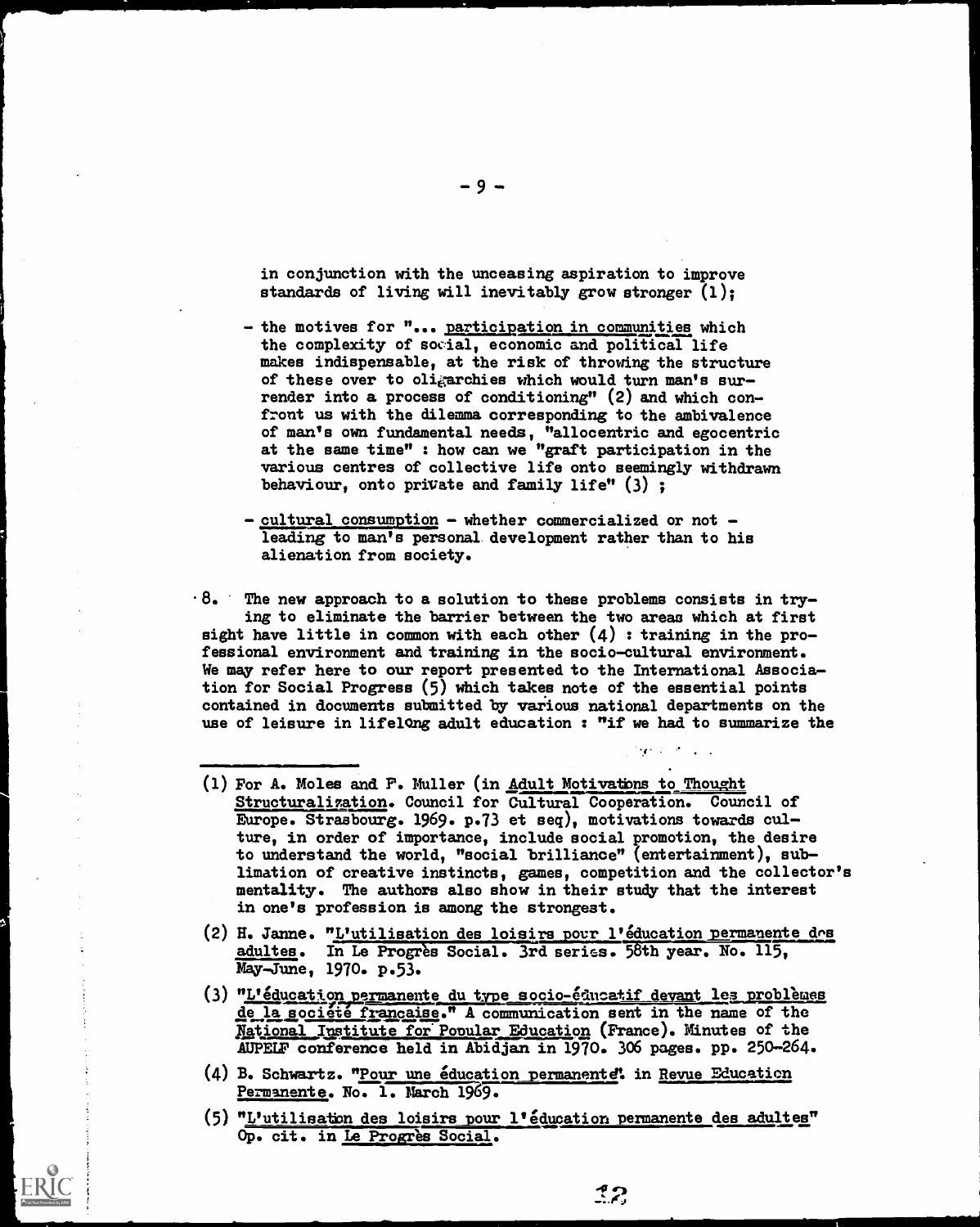in conjunction with the unceasing aspiration to improve standards of living will inevitably grow stronger (1);

- the motives for "... participation in communities which the complexity of social, economic and political life makes indispensable, at the risk of throwing the structure of these over to oligarchies which would turn man's surrender into a process of conditioning" (2) and which confront us with the dilemma corresponding to the ambivalence of man's own fundamental needs, "allocentric and egocentric at the same time" : how can we "graft participation in the various centres of collective life onto seemingly withdrawn behaviour, onto private and family life" (3) ;

- cultural consumption - whether commercialized or not - leading to man's personal development rather than to his alienation from society.

8. The new approach to a solution to these problems consists in trying to eliminate the barrier between the two areas which at first sight have little in common with each other (4) : training in the professional environment and training in the socio-cultural environment. We may refer here to our report presented to the International Association for Social Progress (5) which takes note of the essential points contained in documents submitted by various national departments on the use of leisure in lifelong adult education : "if we had to summarize the

---

(1) For A. Moles and F. Muller (in Adult Motivations to Thought Structuralization. Council for Cultural Cooperation. Council of Europe. Strasbourg. 1969. p.73 et seq), motivations towards culture, in order of importance, include social promotion, the desire to understand the world, "social brilliance" (entertainment), sublimation of creative instincts, games, competition and the collector's mentality. The authors also show in their study that the interest in one's profession is among the strongest.

(2) H. Janne. "L'utilisation des loisirs pour l'éducation permanente des adultes. In Le Progrès Social. 3rd series. 58th year. No. 115, May-June, 1970. p.53.

(3) "L'éducation permanente du type socio-éducatif devant les problèmes de la société française." A communication sent in the name of the National Institute for Popular Education (France). Minutes of the AUPELF conference held in Abidjan in 1970. 306 pages. pp. 250-264.

(4) B. Schwartz. "Pour une éducation permanente". in Revue Education Permanente. No. 1. March 1969.

(5) "L'utilisation des loisirs pour l'éducation permanente des adultes" Op. cit. in Le Progrès Social.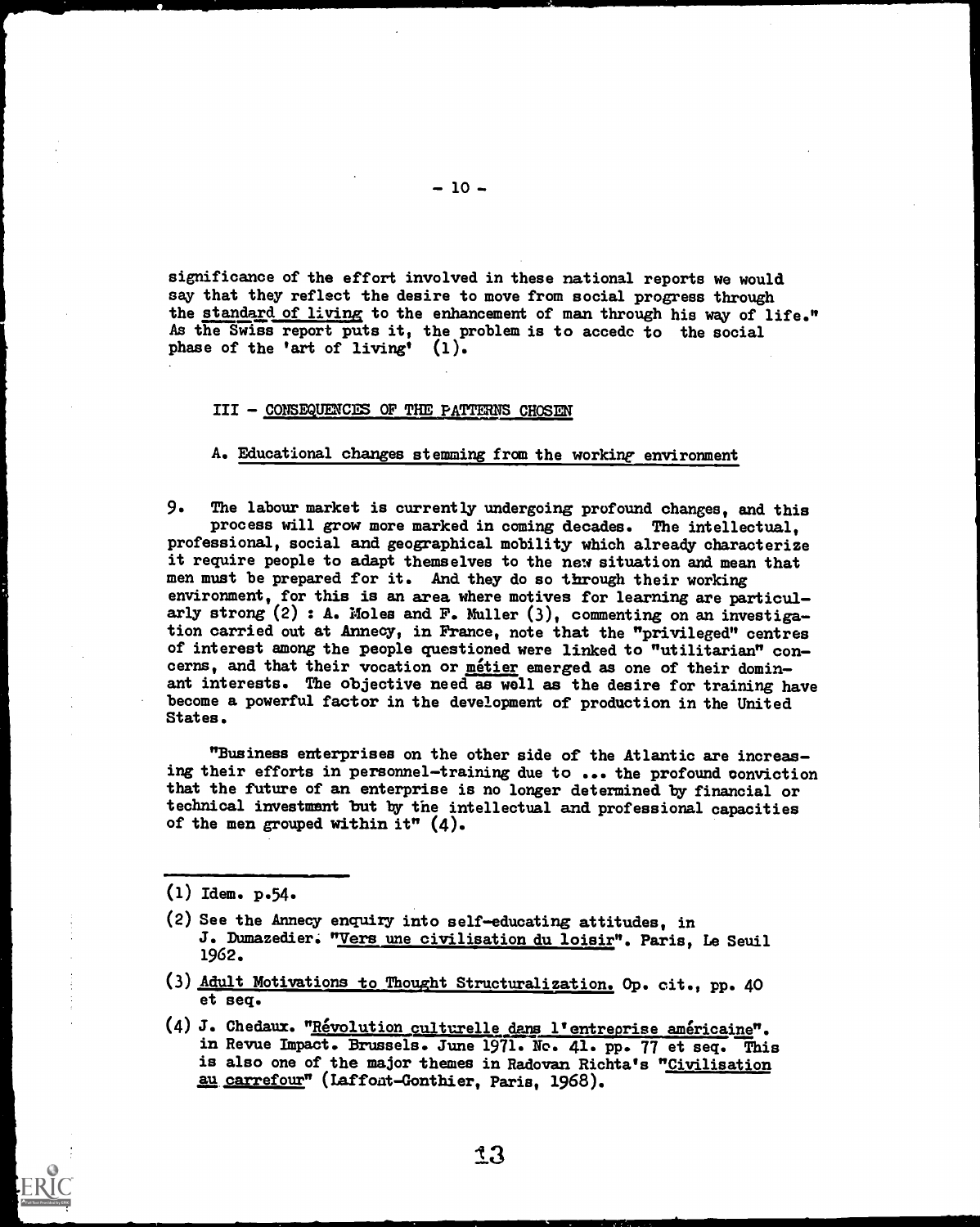significance of the effort involved in these national reports we would say that they reflect the desire to move from social progress through the standard of living to the enhancement of man through his way of life." As the Swiss report puts it, the problem is to accede to the social phase of the 'art of living' (1).

## III - CONSEQUENCES OF THE PATTERNS CHOSEN

### A. Educational changes stemming from the working environment

9. The labour market is currently undergoing profound changes, and this process will grow more marked in coming decades. The intellectual, professional, social and geographical mobility which already characterize it require people to adapt themselves to the new situation and mean that men must be prepared for it. And they do so through their working environment, for this is an area where motives for learning are particularly strong (2) : A. Moles and F. Muller (3), commenting on an investigation carried out at Annecy, in France, note that the "privileged" centres of interest among the people questioned were linked to "utilitarian" concerns, and that their vocation or *métier* emerged as one of their dominant interests. The objective need as well as the desire for training have become a powerful factor in the development of production in the United States.

"Business enterprises on the other side of the Atlantic are increasing their efforts in personnel-training due to ... the profound conviction that the future of an enterprise is no longer determined by financial or technical investment but by the intellectual and professional capacities of the men grouped within it" (4).

---

(1) Idem. p.54.

(2) See the Annecy enquiry into self-educating attitudes, in J. Dumazedier. "Vers une civilisation du loisir". Paris, Le Seuil 1962.

(3) Adult Motivations to Thought Structuralization. Op. cit., pp. 40 et seq.

(4) J. Chedaux. "Révolution culturelle dans l'entreprise américaine". in Revue Impact. Brussels. June 1971. No. 41. pp. 77 et seq. This is also one of the major themes in Radovan Richta's "Civilisation au carrefour" (Laffont-Gonthier, Paris, 1968).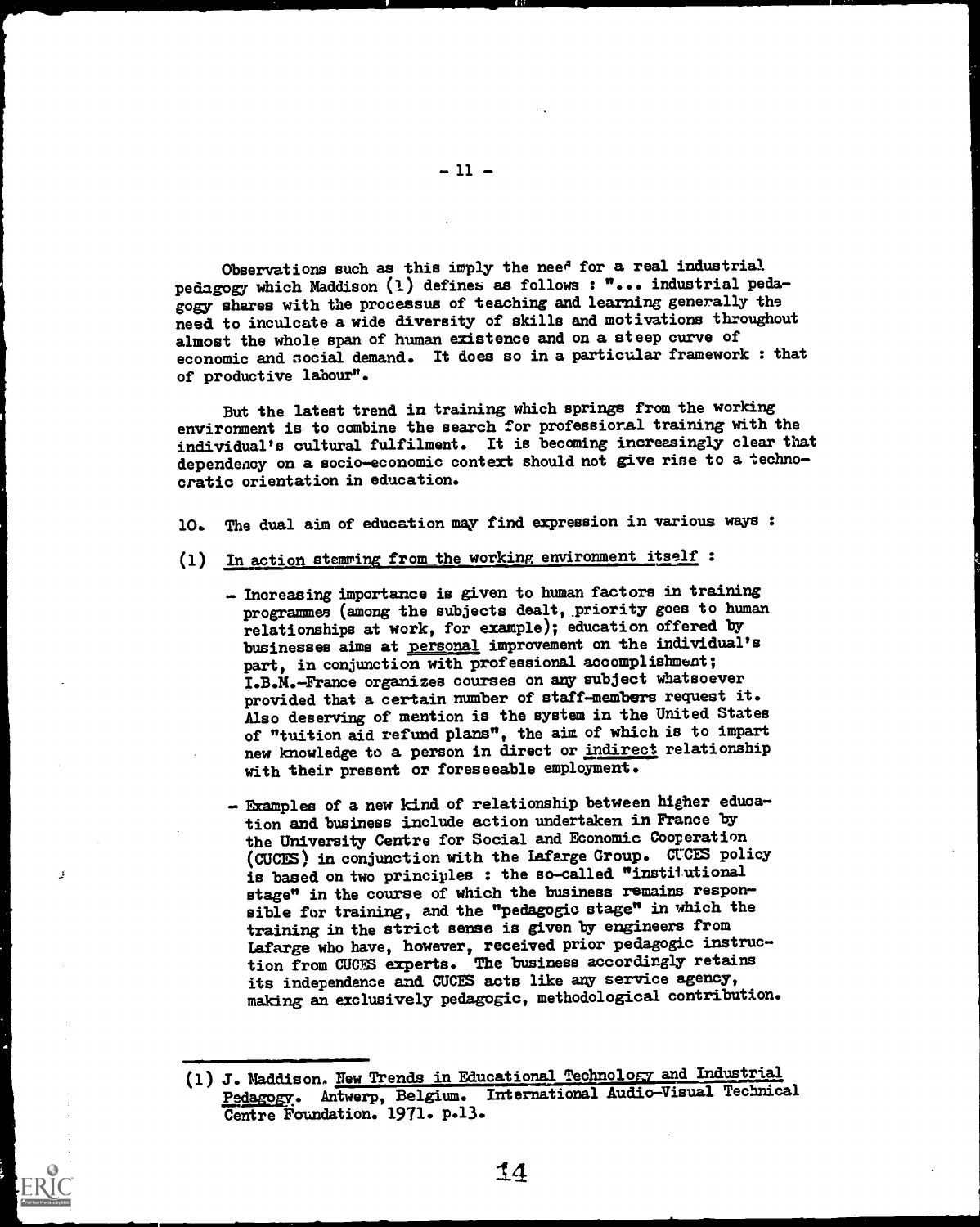Observations such as this imply the need for a real industrial pedagogy which Maddison (1) defines as follows : "... industrial pedagogy shares with the processus of teaching and learning generally the need to inculcate a wide diversity of skills and motivations throughout almost the whole span of human existence and on a steep curve of economic and social demand. It does so in a particular framework : that of productive labour".

But the latest trend in training which springs from the working environment is to combine the search for professional training with the individual's cultural fulfilment. It is becoming increasingly clear that dependency on a socio-economic context should not give rise to a technocratic orientation in education.

10. The dual aim of education may find expression in various ways :

(1) In action stemming from the working environment itself :

- Increasing importance is given to human factors in training programmes (among the subjects dealt, priority goes to human relationships at work, for example); education offered by businesses aims at personal improvement on the individual's part, in conjunction with professional accomplishment; I.B.M.-France organizes courses on any subject whatsoever provided that a certain number of staff-members request it. Also deserving of mention is the system in the United States of "tuition aid refund plans", the aim of which is to impart new knowledge to a person in direct or indirect relationship with their present or foreseeable employment.

- Examples of a new kind of relationship between higher education and business include action undertaken in France by the University Centre for Social and Economic Cooperation (CUCES) in conjunction with the Lafarge Group. CUCES policy is based on two principles : the so-called "institutional stage" in the course of which the business remains responsible for training, and the "pedagogic stage" in which the training in the strict sense is given by engineers from Lafarge who have, however, received prior pedagogic instruction from CUCES experts. The business accordingly retains its independence and CUCES acts like any service agency, making an exclusively pedagogic, methodological contribution.

---

(1) J. Maddison. New Trends in Educational Technology and Industrial Pedagogy. Antwerp, Belgium. International Audio-Visual Technical Centre Foundation. 1971. p.13.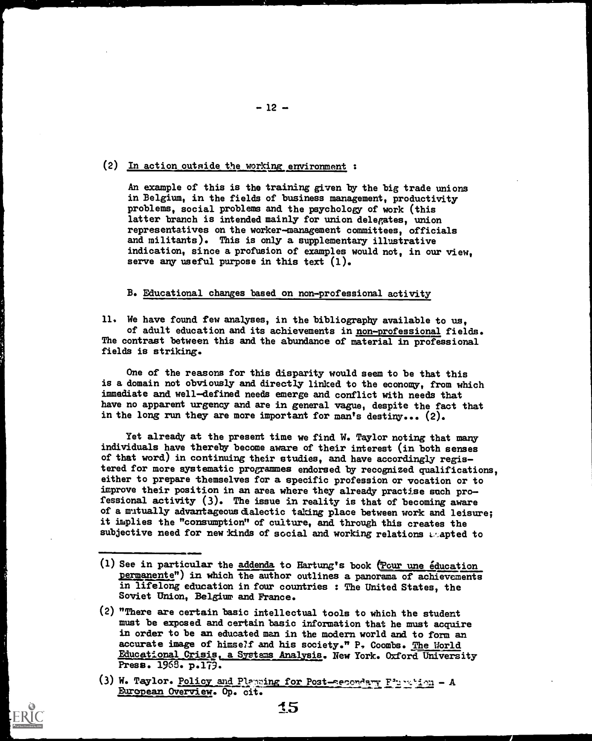(2) <u>In action outside the working environment</u> :

An example of this is the training given by the big trade unions in Belgium, in the fields of business management, productivity problems, social problems and the psychology of work (this latter branch is intended mainly for union delegates, union representatives on the worker-management committees, officials and militants). This is only a supplementary illustrative indication, since a profusion of examples would not, in our view, serve any useful purpose in this text (1).

B. <u>Educational changes based on non-professional activity</u>

11. We have found few analyses, in the bibliography available to us, of adult education and its achievements in <u>non-professional</u> fields. The contrast between this and the abundance of material in professional fields is striking.

One of the reasons for this disparity would seem to be that this is a domain not obviously and directly linked to the economy, from which immediate and well-defined needs emerge and conflict with needs that have no apparent urgency and are in general vague, despite the fact that in the long run they are more important for man's destiny... (2).

Yet already at the present time we find W. Taylor noting that many individuals have thereby become aware of their interest (in both senses of that word) in continuing their studies, and have accordingly registered for more systematic programmes endorsed by recognized qualifications, either to prepare themselves for a specific profession or vocation or to improve their position in an area where they already practise such professional activity (3). The issue in reality is that of becoming aware of a mutually advantageous dialectic taking place between work and leisure; it implies the "consumption" of culture, and through this creates the subjective need for new kinds of social and working relations adapted to

---

(1) See in particular the <u>addenda</u> to Hartung's book (<u>"Pour une éducation permanente"</u>) in which the author outlines a panorama of achievements in lifelong education in four countries : The United States, the Soviet Union, Belgium and France.

(2) "There are certain basic intellectual tools to which the student must be exposed and certain basic information that he must acquire in order to be an educated man in the modern world and to form an accurate image of himself and his society." P. Coombs. <u>The World Educational Crisis, a Systems Analysis</u>. New York. Oxford University Press. 1968. p.179.

(3) W. Taylor. <u>Policy and Planning for Post-secondary Education - A European Overview</u>. Op. cit.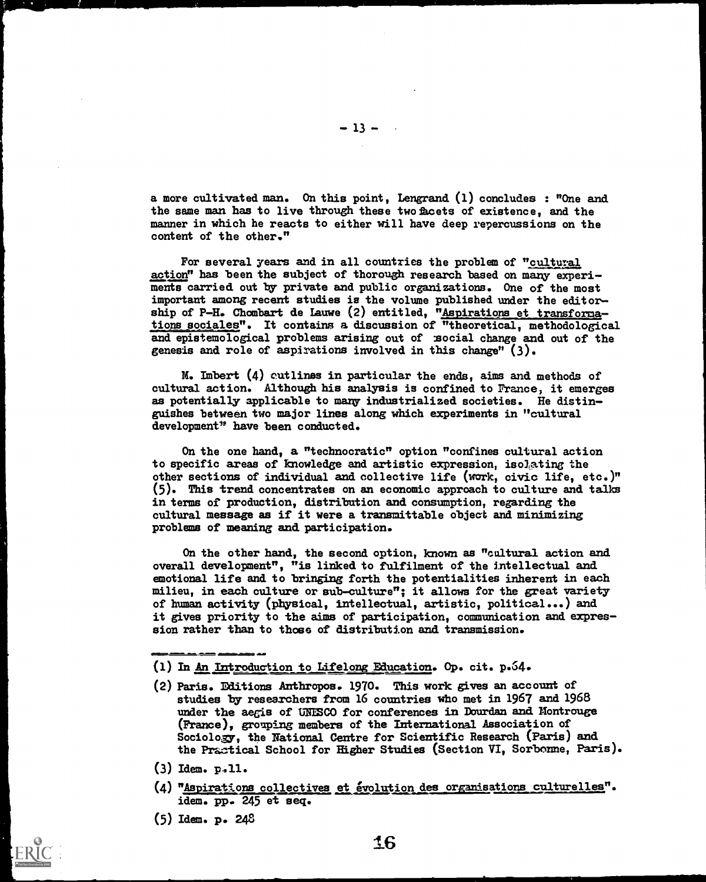a more cultivated man. On this point, Lengrand (1) concludes : "One and the same man has to live through these two facets of existence, and the manner in which he reacts to either will have deep repercussions on the content of the other."

For several years and in all countries the problem of "cultural action" has been the subject of thorough research based on many experiments carried out by private and public organizations. One of the most important among recent studies is the volume published under the editorship of P-H. Chombart de Lauwe (2) entitled, "Aspirations et transformations sociales". It contains a discussion of "theoretical, methodological and epistemological problems arising out of social change and out of the genesis and role of aspirations involved in this change" (3).

M. Imbert (4) outlines in particular the ends, aims and methods of cultural action. Although his analysis is confined to France, it emerges as potentially applicable to many industrialized societies. He distinguishes between two major lines along which experiments in "cultural development" have been conducted.

On the one hand, a "technocratic" option "confines cultural action to specific areas of knowledge and artistic expression, isolating the other sections of individual and collective life (work, civic life, etc.)" (5). This trend concentrates on an economic approach to culture and talks in terms of production, distribution and consumption, regarding the cultural message as if it were a transmittable object and minimizing problems of meaning and participation.

On the other hand, the second option, known as "cultural action and overall development", "is linked to fulfilment of the intellectual and emotional life and to bringing forth the potentialities inherent in each milieu, in each culture or sub-culture"; it allows for the great variety of human activity (physical, intellectual, artistic, political...) and it gives priority to the aims of participation, communication and expression rather than to those of distribution and transmission.

---

(1) In An Introduction to Lifelong Education. Op. cit. p.64.

(2) Paris. Editions Anthropos. 1970. This work gives an account of studies by researchers from 16 countries who met in 1967 and 1968 under the aegis of UNESCO for conferences in Dourdan and Montrouge (France), grouping members of the International Association of Sociology, the National Centre for Scientific Research (Paris) and the Practical School for Higher Studies (Section VI, Sorbonne, Paris).

(3) Idem. p.11.

(4) "Aspirations collectives et évolution des organisations culturelles". idem. pp. 245 et seq.

(5) Idem. p. 248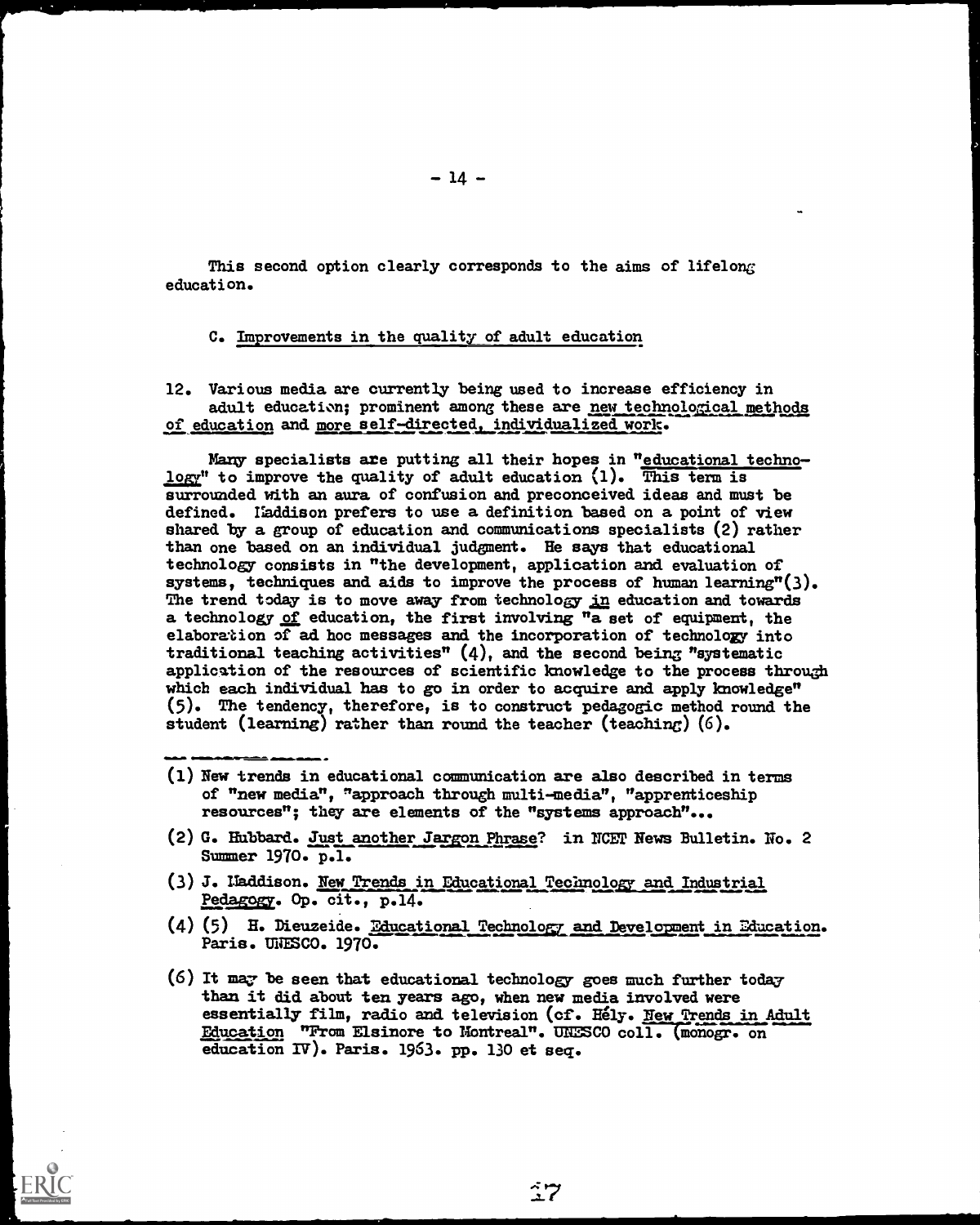This second option clearly corresponds to the aims of lifelong education.

### C. Improvements in the quality of adult education

12. Various media are currently being used to increase efficiency in adult education; prominent among these are new technological methods of education and more self-directed, individualized work.

Many specialists are putting all their hopes in "educational technology" to improve the quality of adult education (1). This term is surrounded with an aura of confusion and preconceived ideas and must be defined. Maddison prefers to use a definition based on a point of view shared by a group of education and communications specialists (2) rather than one based on an individual judgment. He says that educational technology consists in "the development, application and evaluation of systems, techniques and aids to improve the process of human learning"(3). The trend today is to move away from technology *in* education and towards a technology *of* education, the first involving "a set of equipment, the elaboration of ad hoc messages and the incorporation of technology into traditional teaching activities" (4), and the second being "systematic application of the resources of scientific knowledge to the process through which each individual has to go in order to acquire and apply knowledge" (5). The tendency, therefore, is to construct pedagogic method round the student (learning) rather than round the teacher (teaching) (6).

---

(1) New trends in educational communication are also described in terms of "new media", "approach through multi-media", "apprenticeship resources"; they are elements of the "systems approach"...

(2) G. Hubbard. Just another Jargon Phrase? in NCET News Bulletin. No. 2 Summer 1970. p.1.

(3) J. Maddison. New Trends in Educational Technology and Industrial Pedagogy. Op. cit., p.14.

(4) (5) H. Dieuzeide. Educational Technology and Development in Education. Paris. UNESCO. 1970.

(6) It may be seen that educational technology goes much further today than it did about ten years ago, when new media involved were essentially film, radio and television (cf. Hély. New Trends in Adult Education "From Elsinore to Montreal". UNESCO coll. (monogr. on education IV). Paris. 1963. pp. 130 et seq.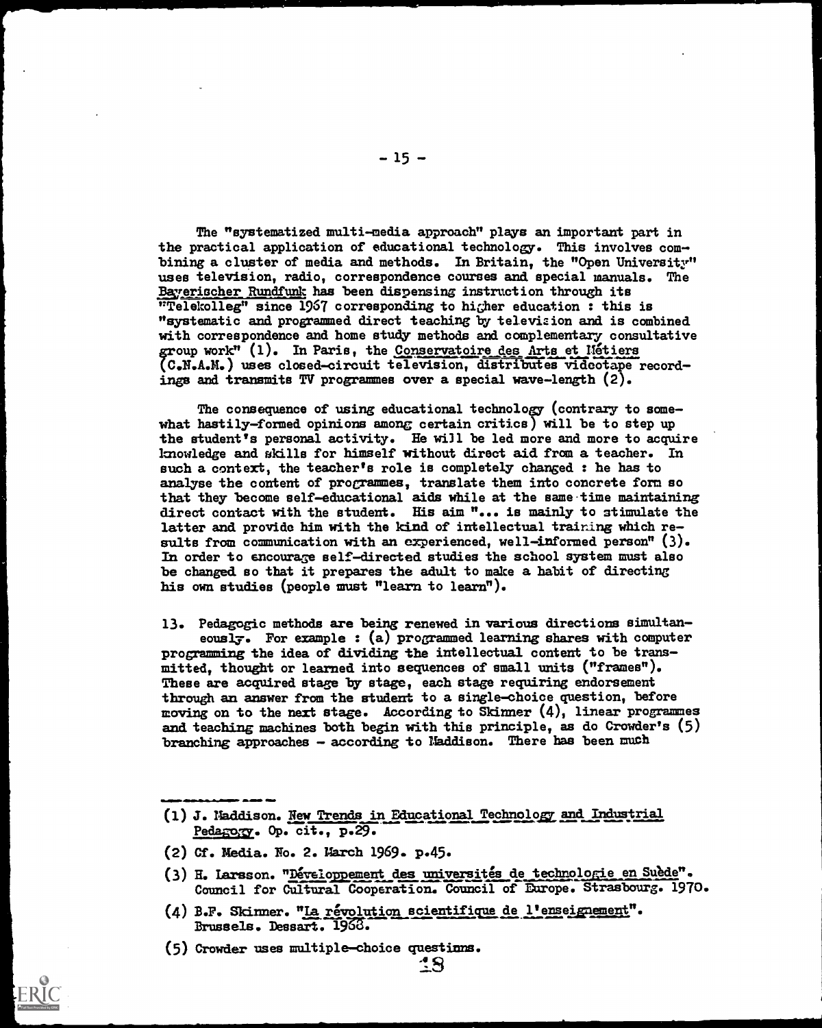The "systematized multi-media approach" plays an important part in the practical application of educational technology. This involves combining a cluster of media and methods. In Britain, the "Open University" uses television, radio, correspondence courses and special manuals. The Bayerischer Rundfunk has been dispensing instruction through its "Telekolleg" since 1967 corresponding to higher education : this is "systematic and programmed direct teaching by television and is combined with correspondence and home study methods and complementary consultative group work" (1). In Paris, the Conservatoire des Arts et Métiers (C.N.A.M.) uses closed-circuit television, distributes videotape recordings and transmits TV programmes over a special wave-length (2).

The consequence of using educational technology (contrary to somewhat hastily-formed opinions among certain critics) will be to step up the student's personal activity. He will be led more and more to acquire knowledge and skills for himself without direct aid from a teacher. In such a context, the teacher's role is completely changed : he has to analyse the content of programmes, translate them into concrete form so that they become self-educational aids while at the same time maintaining direct contact with the student. His aim "... is mainly to stimulate the latter and provide him with the kind of intellectual training which results from communication with an experienced, well-informed person" (3). In order to encourage self-directed studies the school system must also be changed so that it prepares the adult to make a habit of directing his own studies (people must "learn to learn").

13. Pedagogic methods are being renewed in various directions simultaneously. For example : (a) programmed learning shares with computer programming the idea of dividing the intellectual content to be transmitted, thought or learned into sequences of small units ("frames"). These are acquired stage by stage, each stage requiring endorsement through an answer from the student to a single-choice question, before moving on to the next stage. According to Skinner (4), linear programmes and teaching machines both begin with this principle, as do Crowder's (5) branching approaches - according to Maddison. There has been much

---

(1) J. Maddison. New Trends in Educational Technology and Industrial Pedagogy. Op. cit., p.29.

(2) Cf. Media. No. 2. March 1969. p.45.

(3) H. Larsson. "Développement des universités de technologie en Suède". Council for Cultural Cooperation. Council of Europe. Strasbourg. 1970.

(4) B.F. Skinner. "La révolution scientifique de l'enseignement". Brussels. Dessart. 1968.

(5) Crowder uses multiple-choice questions.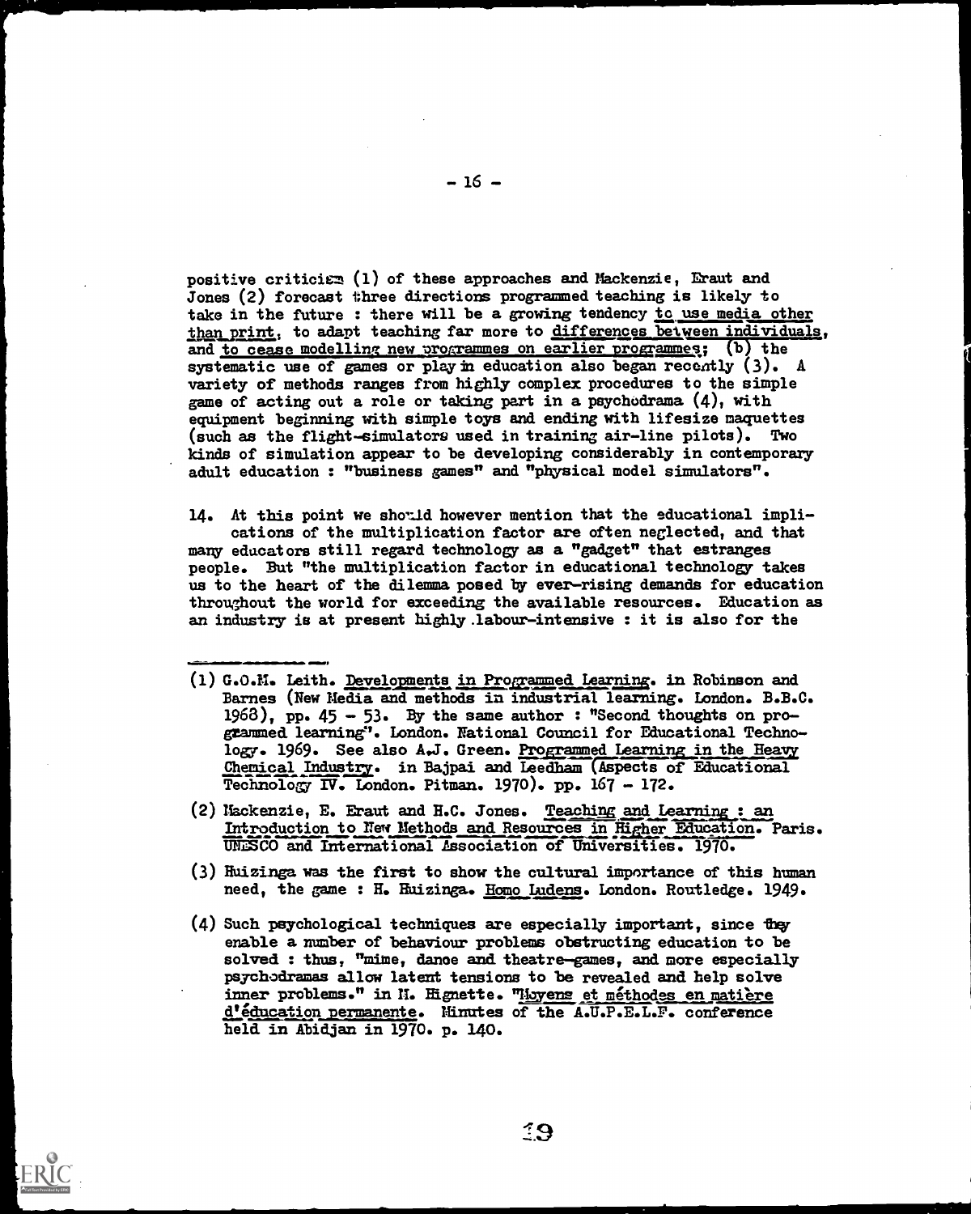positive criticism (1) of these approaches and Mackenzie, Eraut and Jones (2) forecast three directions programmed teaching is likely to take in the future : there will be a growing tendency to use media other than print, to adapt teaching far more to differences between individuals, and to cease modelling new programmes on earlier programmes; (b) the systematic use of games or play in education also began recently (3). A variety of methods ranges from highly complex procedures to the simple game of acting out a role or taking part in a psychodrama (4), with equipment beginning with simple toys and ending with lifesize maquettes (such as the flight-simulators used in training air-line pilots). Two kinds of simulation appear to be developing considerably in contemporary adult education : "business games" and "physical model simulators".

14. At this point we should however mention that the educational implications of the multiplication factor are often neglected, and that many educators still regard technology as a "gadget" that estranges people. But "the multiplication factor in educational technology takes us to the heart of the dilemma posed by ever-rising demands for education throughout the world for exceeding the available resources. Education as an industry is at present highly labour-intensive : it is also for the

---

(1) G.O.M. Leith. Developments in Programmed Learning. in Robinson and Barnes (New Media and methods in industrial learning. London. B.B.C. 1968), pp. 45 - 53. By the same author : "Second thoughts on programmed learning". London. National Council for Educational Technology. 1969. See also A.J. Green. Programmed Learning in the Heavy Chemical Industry. in Bajpai and Leedham (Aspects of Educational Technology IV. London. Pitman. 1970). pp. 167 - 172.

(2) Mackenzie, E. Eraut and H.C. Jones. Teaching and Learning : an Introduction to New Methods and Resources in Higher Education. Paris. UNESCO and International Association of Universities. 1970.

(3) Huizinga was the first to show the cultural importance of this human need, the game : H. Huizinga. Homo Ludens. London. Routledge. 1949.

(4) Such psychological techniques are especially important, since they enable a number of behaviour problems obstructing education to be solved : thus, "mime, dance and theatre-games, and more especially psychodramas allow latent tensions to be revealed and help solve inner problems." in M. Hignette. "Moyens et méthodes en matière d'éducation permanente. Minutes of the A.U.P.E.L.F. conference held in Abidjan in 1970. p. 140.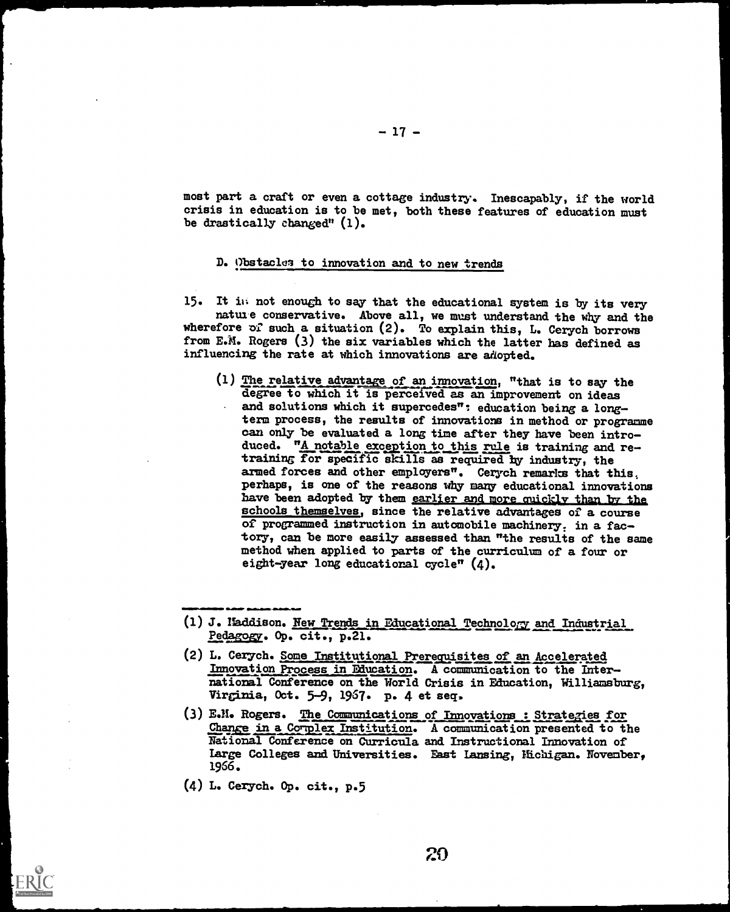most part a craft or even a cottage industry. Inescapably, if the world crisis in education is to be met, both these features of education must be drastically changed" (1).

### D. Obstacles to innovation and to new trends

15. It is not enough to say that the educational system is by its very nature conservative. Above all, we must understand the why and the wherefore of such a situation (2). To explain this, L. Cerych borrows from E.M. Rogers (3) the six variables which the latter has defined as influencing the rate at which innovations are adopted.

(1) The relative advantage of an innovation, "that is to say the degree to which it is perceived as an improvement on ideas and solutions which it supercedes": education being a long-term process, the results of innovations in method or programme can only be evaluated a long time after they have been introduced. "A notable exception to this rule is training and re-training for specific skills as required by industry, the armed forces and other employers". Cerych remarks that this, perhaps, is one of the reasons why many educational innovations have been adopted by them earlier and more quickly than by the schools themselves, since the relative advantages of a course of programmed instruction in automobile machinery, in a factory, can be more easily assessed than "the results of the same method when applied to parts of the curriculum of a four or eight-year long educational cycle" (4).

---

(1) J. Maddison. New Trends in Educational Technology and Industrial Pedagogy. Op. cit., p.21.

(2) L. Cerych. Some Institutional Prerequisites of an Accelerated Innovation Process in Education. A communication to the International Conference on the World Crisis in Education, Williamsburg, Virginia, Oct. 5-9, 1967. p. 4 et seq.

(3) E.M. Rogers. The Communications of Innovations : Strategies for Change in a Complex Institution. A communication presented to the National Conference on Curricula and Instructional Innovation of Large Colleges and Universities. East Lansing, Michigan. November, 1966.

(4) L. Cerych. Op. cit., p.5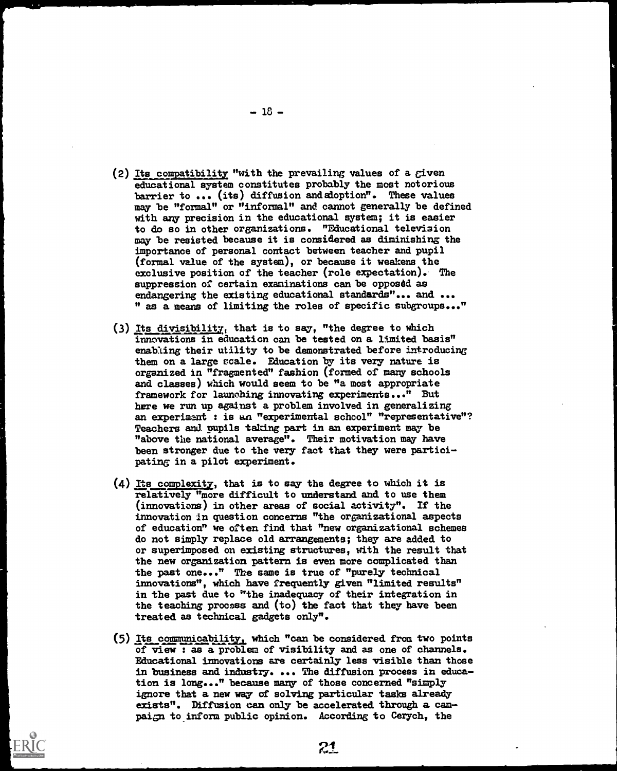(2) Its compatibility "with the prevailing values of a given educational system constitutes probably the most notorious barrier to ... (its) diffusion and adoption". These values may be "formal" or "informal" and cannot generally be defined with any precision in the educational system; it is easier to do so in other organizations. "Educational television may be resisted because it is considered as diminishing the importance of personal contact between teacher and pupil (formal value of the system), or because it weakens the exclusive position of the teacher (role expectation). The suppression of certain examinations can be opposed as endangering the existing educational standards"... and ... " as a means of limiting the roles of specific subgroups..."

(3) Its divisibility, that is to say, "the degree to which innovations in education can be tested on a limited basis" enabling their utility to be demonstrated before introducing them on a large scale. Education by its very nature is organized in "fragmented" fashion (formed of many schools and classes) which would seem to be "a most appropriate framework for launching innovating experiments..." But here we run up against a problem involved in generalizing an experiment : is an "experimental school" "representative"? Teachers and pupils taking part in an experiment may be "above the national average". Their motivation may have been stronger due to the very fact that they were participating in a pilot experiment.

(4) Its complexity, that is to say the degree to which it is relatively "more difficult to understand and to use them (innovations) in other areas of social activity". If the innovation in question concerns "the organizational aspects of education" we often find that "new organizational schemes do not simply replace old arrangements; they are added to or superimposed on existing structures, with the result that the new organization pattern is even more complicated than the past one..." The same is true of "purely technical innovations", which have frequently given "limited results" in the past due to "the inadequacy of their integration in the teaching process and (to) the fact that they have been treated as technical gadgets only".

(5) Its communicability, which "can be considered from two points of view : as a problem of visibility and as one of channels. Educational innovations are certainly less visible than those in business and industry. ... The diffusion process in education is long..." because many of those concerned "simply ignore that a new way of solving particular tasks already exists". Diffusion can only be accelerated through a campaign to inform public opinion. According to Cerych, the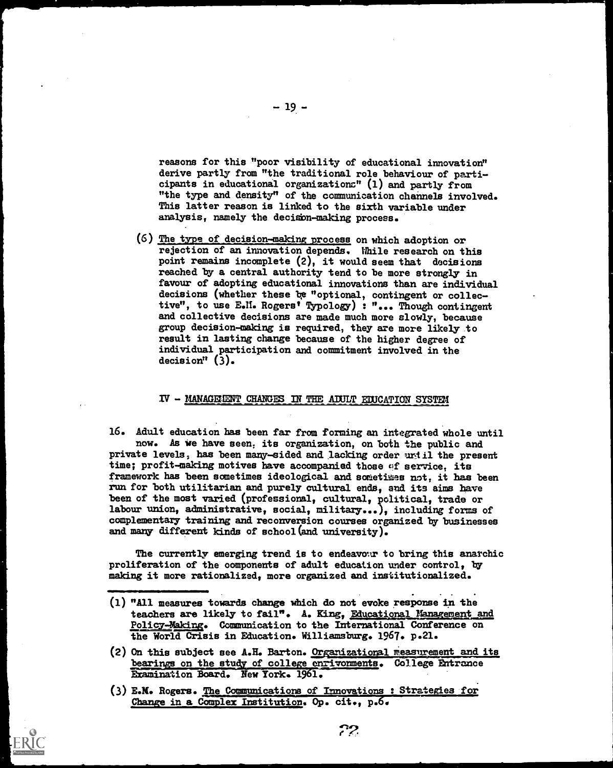reasons for this "poor visibility of educational innovation" derive partly from "the traditional role behaviour of participants in educational organizations" (1) and partly from "the type and density" of the communication channels involved. This latter reason is linked to the sixth variable under analysis, namely the decision-making process.

(6) The type of decision-making process on which adoption or rejection of an innovation depends. While research on this point remains incomplete (2), it would seem that decisions reached by a central authority tend to be more strongly in favour of adopting educational innovations than are individual decisions (whether these be "optional, contingent or collective", to use E.M. Rogers' Typology) : "... Though contingent and collective decisions are made much more slowly, because group decision-making is required, they are more likely to result in lasting change because of the higher degree of individual participation and commitment involved in the decision" (3).

## IV - MANAGEMENT CHANGES IN THE ADULT EDUCATION SYSTEM

16. Adult education has been far from forming an integrated whole until now. As we have seen, its organization, on both the public and private levels, has been many-sided and lacking order until the present time; profit-making motives have accompanied those of service, its framework has been sometimes ideological and sometimes not, it has been run for both utilitarian and purely cultural ends, and its aims have been of the most varied (professional, cultural, political, trade or labour union, administrative, social, military...), including forms of complementary training and reconversion courses organized by businesses and many different kinds of school (and university).

The currently emerging trend is to endeavour to bring this anarchic proliferation of the components of adult education under control, by making it more rationalized, more organized and institutionalized.

---

(1) "All measures towards change which do not evoke response in the teachers are likely to fail". A. King, Educational Management and Policy-Making. Communication to the International Conference on the World Crisis in Education. Williamsburg. 1967. p.21.

(2) On this subject see A.H. Barton. Organizational measurement and its bearings on the study of college environments. College Entrance Examination Board. New York. 1961.

(3) E.M. Rogers. The Communications of Innovations : Strategies for Change in a Complex Institution. Op. cit., p.6.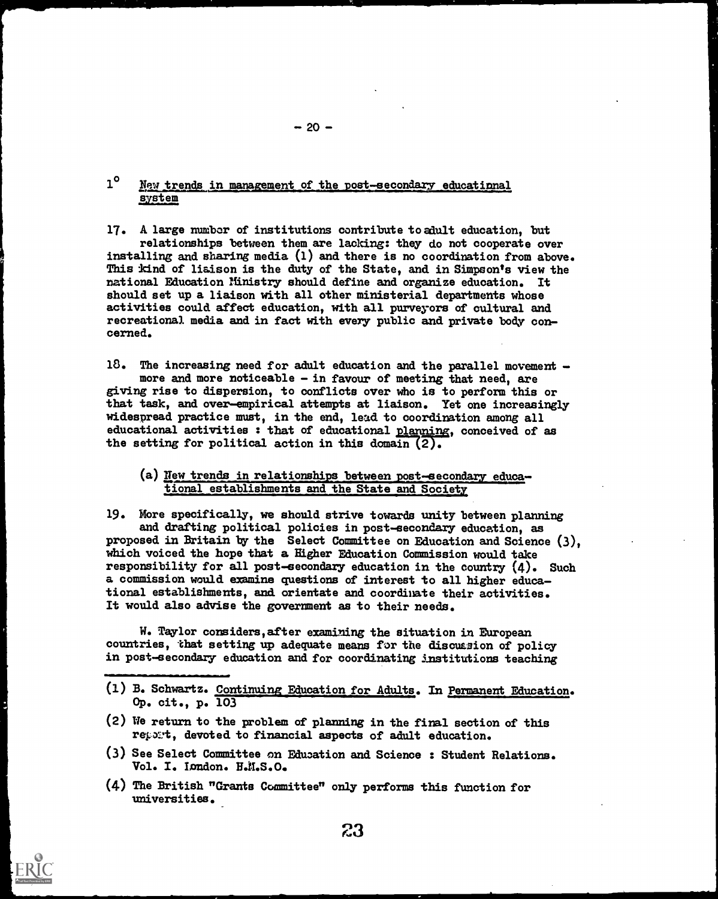## 1° New trends in management of the post-secondary educational system

17. A large number of institutions contribute to adult education, but relationships between them are lacking: they do not cooperate over installing and sharing media (1) and there is no coordination from above. This kind of liaison is the duty of the State, and in Simpson's view the national Education Ministry should define and organize education. It should set up a liaison with all other ministerial departments whose activities could affect education, with all purveyors of cultural and recreational media and in fact with every public and private body concerned.

18. The increasing need for adult education and the parallel movement - more and more noticeable - in favour of meeting that need, are giving rise to dispersion, to conflicts over who is to perform this or that task, and over-empirical attempts at liaison. Yet one increasingly widespread practice must, in the end, lead to coordination among all educational activities : that of educational planning, conceived of as the setting for political action in this domain (2).

### (a) New trends in relationships between post-secondary educational establishments and the State and Society

19. More specifically, we should strive towards unity between planning and drafting political policies in post-secondary education, as proposed in Britain by the Select Committee on Education and Science (3), which voiced the hope that a Higher Education Commission would take responsibility for all post-secondary education in the country (4). Such a commission would examine questions of interest to all higher educational establishments, and orientate and coordinate their activities. It would also advise the government as to their needs.

W. Taylor considers, after examining the situation in European countries, that setting up adequate means for the discussion of policy in post-secondary education and for coordinating institutions teaching

(1) B. Schwartz. Continuing Education for Adults. In Permanent Education. Op. cit., p. 103

(2) We return to the problem of planning in the final section of this report, devoted to financial aspects of adult education.

(3) See Select Committee on Education and Science : Student Relations. Vol. I. London. H.M.S.O.

(4) The British "Grants Committee" only performs this function for universities.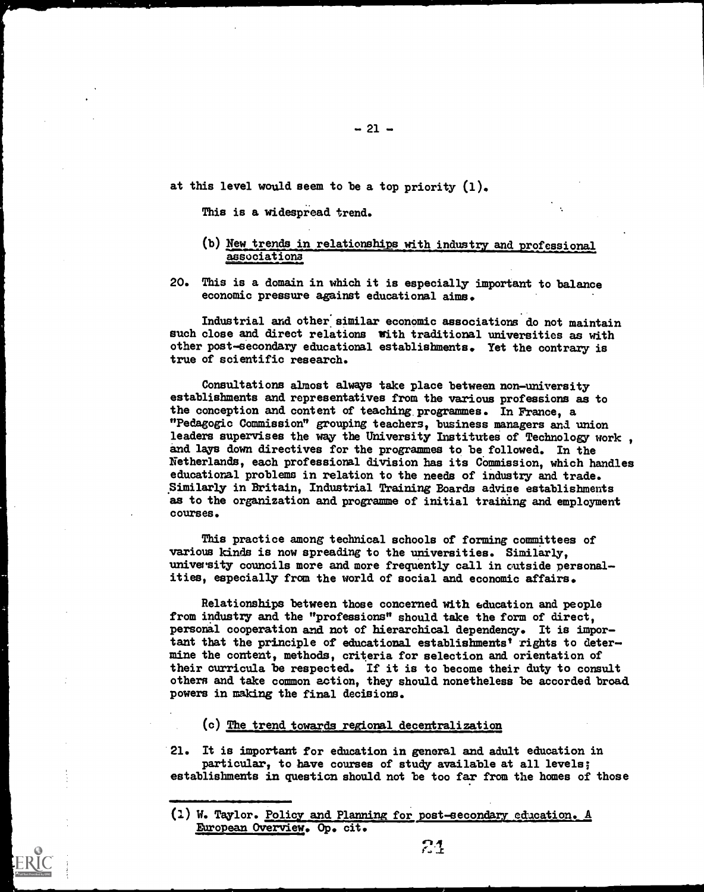at this level would seem to be a top priority (1).

This is a widespread trend.

(b) New trends in relationships with industry and professional associations

20. This is a domain in which it is especially important to balance economic pressure against educational aims.

Industrial and other similar economic associations do not maintain such close and direct relations with traditional universities as with other post-secondary educational establishments. Yet the contrary is true of scientific research.

Consultations almost always take place between non-university establishments and representatives from the various professions as to the conception and content of teaching programmes. In France, a "Pedagogic Commission" grouping teachers, business managers and union leaders supervises the way the University Institutes of Technology work, and lays down directives for the programmes to be followed. In the Netherlands, each professional division has its Commission, which handles educational problems in relation to the needs of industry and trade. Similarly in Britain, Industrial Training Boards advise establishments as to the organization and programme of initial training and employment courses.

This practice among technical schools of forming committees of various kinds is now spreading to the universities. Similarly, university councils more and more frequently call in outside personalities, especially from the world of social and economic affairs.

Relationships between those concerned with education and people from industry and the "professions" should take the form of direct, personal cooperation and not of hierarchical dependency. It is important that the principle of educational establishments' rights to determine the content, methods, criteria for selection and orientation of their curricula be respected. If it is to become their duty to consult others and take common action, they should nonetheless be accorded broad powers in making the final decisions.

(c) The trend towards regional decentralization

21. It is important for education in general and adult education in particular, to have courses of study available at all levels; establishments in question should not be too far from the homes of those

---

(1) W. Taylor. Policy and Planning for post-secondary education. A European Overview. Op. cit.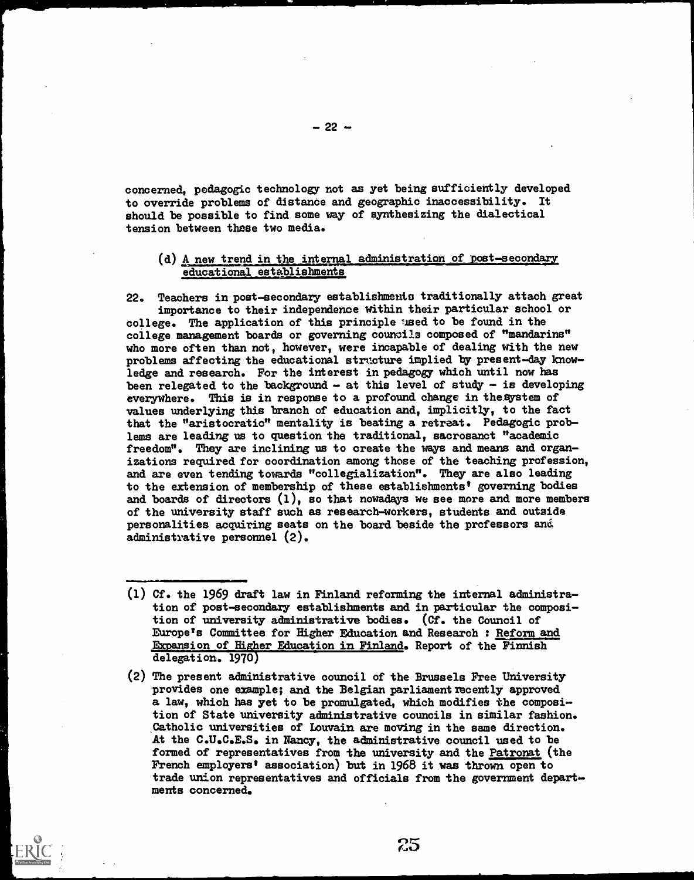concerned, pedagogic technology not as yet being sufficiently developed to override problems of distance and geographic inaccessibility. It should be possible to find some way of synthesizing the dialectical tension between these two media.

### (d) A new trend in the internal administration of post-secondary educational establishments

22. Teachers in post-secondary establishments traditionally attach great importance to their independence within their particular school or college. The application of this principle used to be found in the college management boards or governing councils composed of "mandarins" who more often than not, however, were incapable of dealing with the new problems affecting the educational structure implied by present-day knowledge and research. For the interest in pedagogy which until now has been relegated to the background - at this level of study - is developing everywhere. This is in response to a profound change in the system of values underlying this branch of education and, implicitly, to the fact that the "aristocratic" mentality is beating a retreat. Pedagogic problems are leading us to question the traditional, sacrosanct "academic freedom". They are inclining us to create the ways and means and organizations required for coordination among those of the teaching profession, and are even tending towards "collegialization". They are also leading to the extension of membership of these establishments' governing bodies and boards of directors (1), so that nowadays we see more and more members of the university staff such as research-workers, students and outside personalities acquiring seats on the board beside the professors and administrative personnel (2).

---

(1) Cf. the 1969 draft law in Finland reforming the internal administration of post-secondary establishments and in particular the composition of university administrative bodies. (Cf. the Council of Europe's Committee for Higher Education and Research : Reform and Expansion of Higher Education in Finland. Report of the Finnish delegation. 1970)

(2) The present administrative council of the Brussels Free University provides one example; and the Belgian parliament recently approved a law, which has yet to be promulgated, which modifies the composition of State university administrative councils in similar fashion. Catholic universities of Louvain are moving in the same direction. At the C.U.C.E.S. in Nancy, the administrative council used to be formed of representatives from the university and the Patronat (the French employers' association) but in 1968 it was thrown open to trade union representatives and officials from the government departments concerned.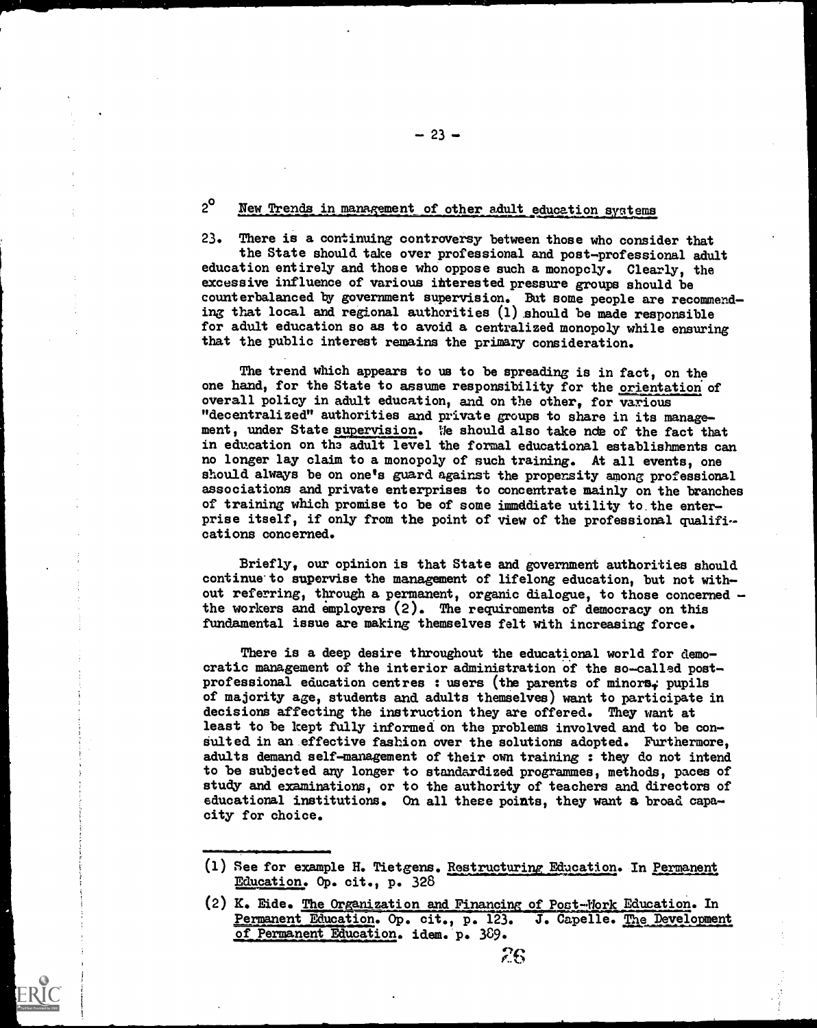## 2° New Trends in management of other adult education systems

23. There is a continuing controversy between those who consider that the State should take over professional and post-professional adult education entirely and those who oppose such a monopoly. Clearly, the excessive influence of various interested pressure groups should be counterbalanced by government supervision. But some people are recommending that local and regional authorities (1) should be made responsible for adult education so as to avoid a centralized monopoly while ensuring that the public interest remains the primary consideration.

The trend which appears to us to be spreading is in fact, on the one hand, for the State to assume responsibility for the orientation of overall policy in adult education, and on the other, for various "decentralized" authorities and private groups to share in its management, under State supervision. We should also take note of the fact that in education on the adult level the formal educational establishments can no longer lay claim to a monopoly of such training. At all events, one should always be on one's guard against the propensity among professional associations and private enterprises to concentrate mainly on the branches of training which promise to be of some immediate utility to the enterprise itself, if only from the point of view of the professional qualifications concerned.

Briefly, our opinion is that State and government authorities should continue to supervise the management of lifelong education, but not without referring, through a permanent, organic dialogue, to those concerned – the workers and employers (2). The requirements of democracy on this fundamental issue are making themselves felt with increasing force.

There is a deep desire throughout the educational world for democratic management of the interior administration of the so-called post-professional education centres : users (the parents of minors, pupils of majority age, students and adults themselves) want to participate in decisions affecting the instruction they are offered. They want at least to be kept fully informed on the problems involved and to be consulted in an effective fashion over the solutions adopted. Furthermore, adults demand self-management of their own training : they do not intend to be subjected any longer to standardized programmes, methods, paces of study and examinations, or to the authority of teachers and directors of educational institutions. On all these points, they want a broad capacity for choice.

---

(1) See for example H. Tietgens. Restructuring Education. In Permanent Education. Op. cit., p. 328

(2) K. Eide. The Organization and Financing of Post-Work Education. In Permanent Education. Op. cit., p. 123. J. Capelle. The Development of Permanent Education. idem. p. 389.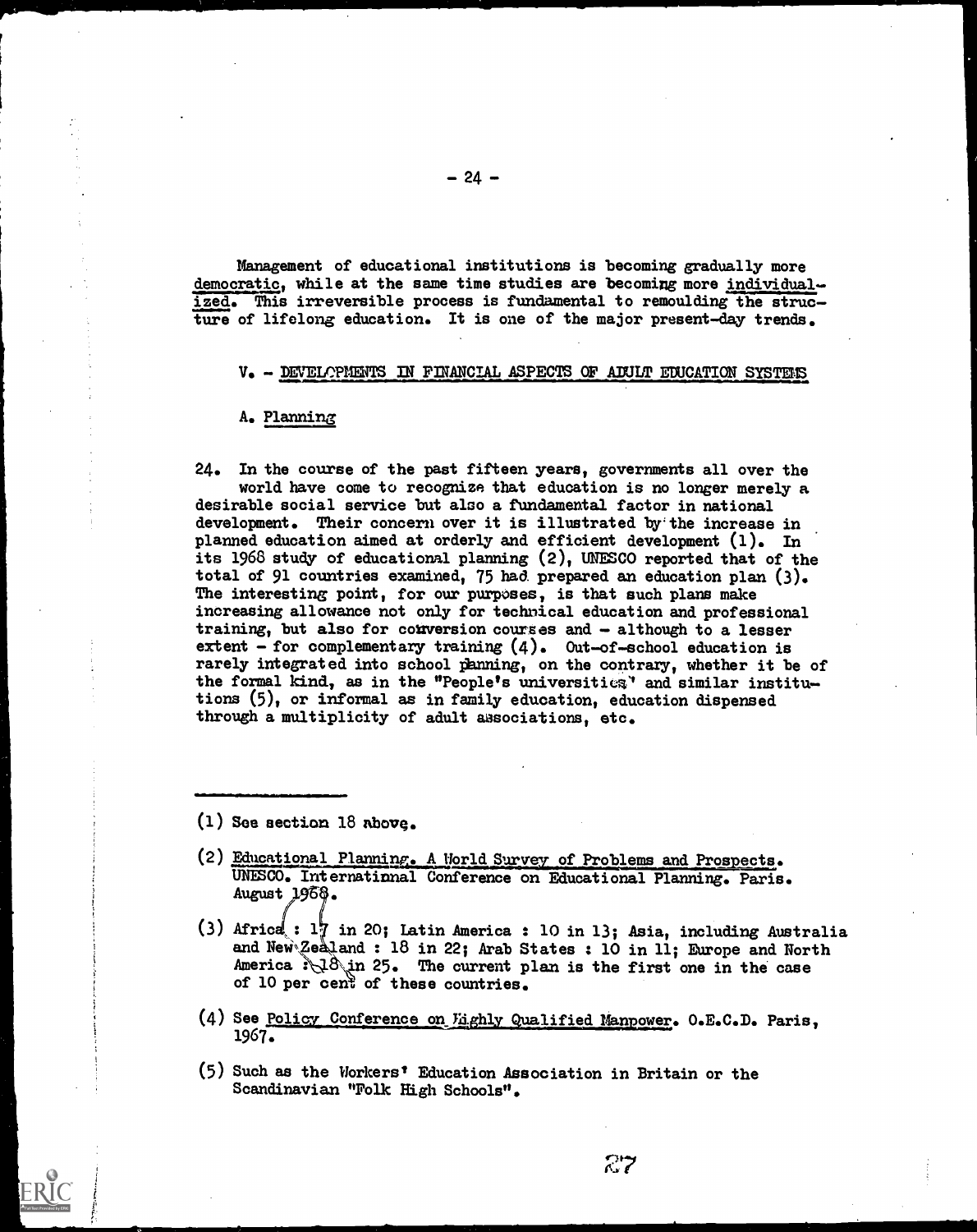Management of educational institutions is becoming gradually more democratic, while at the same time studies are becoming more individualized. This irreversible process is fundamental to remoulding the structure of lifelong education. It is one of the major present-day trends.

## V. - DEVELOPMENTS IN FINANCIAL ASPECTS OF ADULT EDUCATION SYSTEMS

### A. Planning

24. In the course of the past fifteen years, governments all over the world have come to recognize that education is no longer merely a desirable social service but also a fundamental factor in national development. Their concern over it is illustrated by the increase in planned education aimed at orderly and efficient development (1). In its 1968 study of educational planning (2), UNESCO reported that of the total of 91 countries examined, 75 had prepared an education plan (3). The interesting point, for our purposes, is that such plans make increasing allowance not only for technical education and professional training, but also for conversion courses and - although to a lesser extent - for complementary training (4). Out-of-school education is rarely integrated into school planning, on the contrary, whether it be of the formal kind, as in the "People's universities" and similar institutions (5), or informal as in family education, education dispensed through a multiplicity of adult associations, etc.

---

(1) See section 18 above.

(2) Educational Planning. A World Survey of Problems and Prospects. UNESCO. International Conference on Educational Planning. Paris. August 1968.

(3) Africa : 17 in 20; Latin America : 10 in 13; Asia, including Australia and New Zealand : 18 in 22; Arab States : 10 in 11; Europe and North America : 18 in 25. The current plan is the first one in the case of 10 per cent of these countries.

(4) See Policy Conference on Highly Qualified Manpower. O.E.C.D. Paris, 1967.

(5) Such as the Workers' Education Association in Britain or the Scandinavian "Folk High Schools".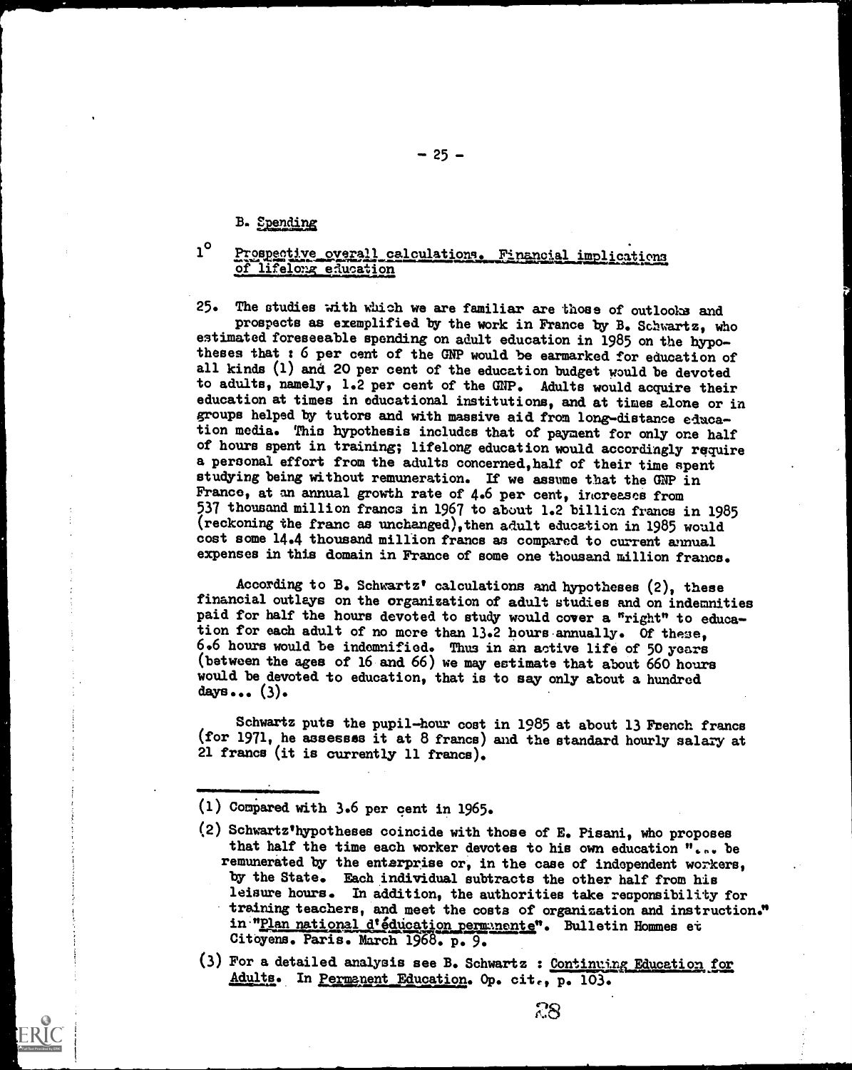B. Spending

## 1° Prospective overall calculations. Financial implications of lifelong education

25. The studies with which we are familiar are those of outlooks and prospects as exemplified by the work in France by B. Schwartz, who estimated foreseeable spending on adult education in 1985 on the hypotheses that : 6 per cent of the GNP would be earmarked for education of all kinds (1) and 20 per cent of the education budget would be devoted to adults, namely, 1.2 per cent of the GNP. Adults would acquire their education at times in educational institutions, and at times alone or in groups helped by tutors and with massive aid from long-distance education media. This hypothesis includes that of payment for only one half of hours spent in training; lifelong education would accordingly require a personal effort from the adults concerned, half of their time spent studying being without remuneration. If we assume that the GNP in France, at an annual growth rate of 4.6 per cent, increases from 537 thousand million francs in 1967 to about 1.2 billion francs in 1985 (reckoning the franc as unchanged), then adult education in 1985 would cost some 14.4 thousand million francs as compared to current annual expenses in this domain in France of some one thousand million francs.

According to B. Schwartz' calculations and hypotheses (2), these financial outlays on the organization of adult studies and on indemnities paid for half the hours devoted to study would cover a "right" to education for each adult of no more than 13.2 hours annually. Of these, 6.6 hours would be indemnified. Thus in an active life of 50 years (between the ages of 16 and 66) we may estimate that about 660 hours would be devoted to education, that is to say only about a hundred days... (3).

Schwartz puts the pupil-hour cost in 1985 at about 13 French francs (for 1971, he assesses it at 8 francs) and the standard hourly salary at 21 francs (it is currently 11 francs).

---

(1) Compared with 3.6 per cent in 1965.

(2) Schwartz'hypotheses coincide with those of E. Pisani, who proposes that half the time each worker devotes to his own education "... be remunerated by the enterprise or, in the case of independent workers, by the State. Each individual subtracts the other half from his leisure hours. In addition, the authorities take responsibility for training teachers, and meet the costs of organization and instruction." in "Plan national d'éducation permanente". Bulletin Hommes et Citoyens. Paris. March 1968. p. 9.

(3) For a detailed analysis see B. Schwartz : Continuing Education for Adults. In Permanent Education. Op. cit., p. 103.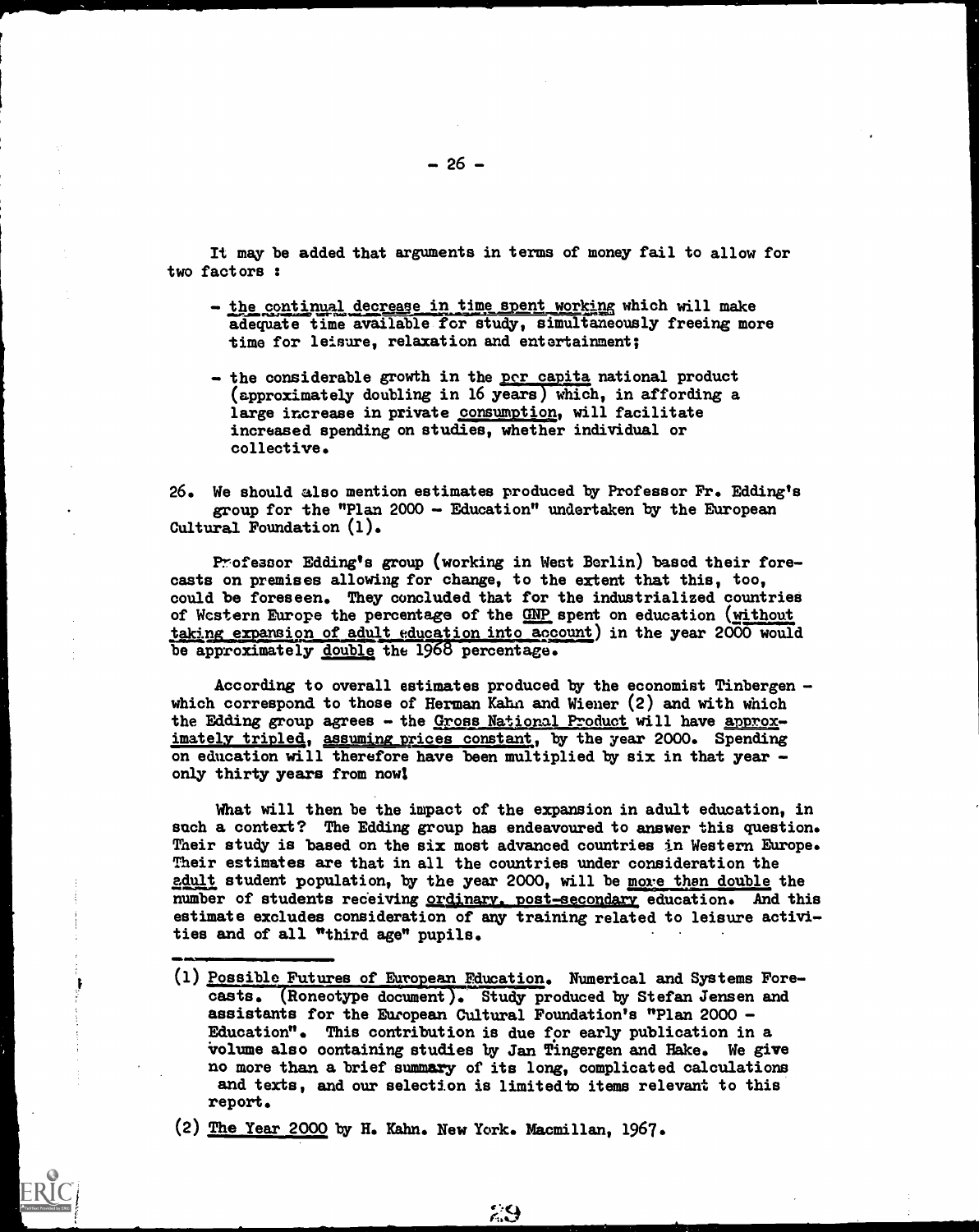It may be added that arguments in terms of money fail to allow for two factors :

- the continual decrease in time spent working which will make adequate time available for study, simultaneously freeing more time for leisure, relaxation and entertainment;

- the considerable growth in the per capita national product (approximately doubling in 16 years) which, in affording a large increase in private consumption, will facilitate increased spending on studies, whether individual or collective.

26. We should also mention estimates produced by Professor Fr. Edding's group for the "Plan 2000 - Education" undertaken by the European Cultural Foundation (1).

Professor Edding's group (working in West Berlin) based their forecasts on premises allowing for change, to the extent that this, too, could be foreseen. They concluded that for the industrialized countries of Western Europe the percentage of the GNP spent on education (without taking expansion of adult education into account) in the year 2000 would be approximately double the 1968 percentage.

According to overall estimates produced by the economist Tinbergen - which correspond to those of Herman Kahn and Wiener (2) and with which the Edding group agrees - the Gross National Product will have approximately tripled, assuming prices constant, by the year 2000. Spending on education will therefore have been multiplied by six in that year - only thirty years from now!

What will then be the impact of the expansion in adult education, in such a context? The Edding group has endeavoured to answer this question. Their study is based on the six most advanced countries in Western Europe. Their estimates are that in all the countries under consideration the adult student population, by the year 2000, will be more than double the number of students receiving ordinary, post-secondary education. And this estimate excludes consideration of any training related to leisure activities and of all "third age" pupils.

---

(1) Possible Futures of European Education. Numerical and Systems Forecasts. (Roneotype document). Study produced by Stefan Jensen and assistants for the European Cultural Foundation's "Plan 2000 - Education". This contribution is due for early publication in a volume also containing studies by Jan Tingergen and Hake. We give no more than a brief summary of its long, complicated calculations and texts, and our selection is limited to items relevant to this report.

(2) The Year 2000 by H. Kahn. New York. Macmillan, 1967.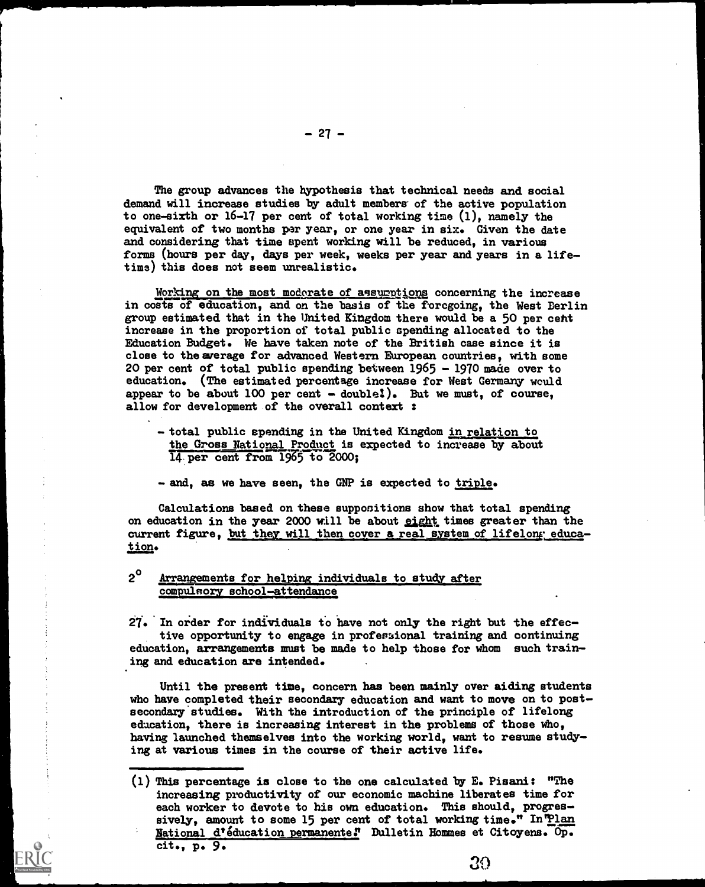The group advances the hypothesis that technical needs and social demand will increase studies by adult members of the active population to one-sixth or 16-17 per cent of total working time (1), namely the equivalent of two months per year, or one year in six. Given the date and considering that time spent working will be reduced, in various forms (hours per day, days per week, weeks per year and years in a lifetime) this does not seem unrealistic.

Working on the most moderate of assumptions concerning the increase in costs of education, and on the basis of the foregoing, the West Berlin group estimated that in the United Kingdom there would be a 50 per cent increase in the proportion of total public spending allocated to the Education Budget. We have taken note of the British case since it is close to the average for advanced Western European countries, with some 20 per cent of total public spending between 1965 - 1970 made over to education. (The estimated percentage increase for West Germany would appear to be about 100 per cent - double!). But we must, of course, allow for development of the overall context :

- total public spending in the United Kingdom in relation to the Gross National Product is expected to increase by about 14 per cent from 1965 to 2000;

- and, as we have seen, the GNP is expected to triple.

Calculations based on these suppositions show that total spending on education in the year 2000 will be about eight times greater than the current figure, but they will then cover a real system of lifelong education.

## 2° Arrangements for helping individuals to study after compulsory school-attendance

27. In order for individuals to have not only the right but the effective opportunity to engage in professional training and continuing education, arrangements must be made to help those for whom such training and education are intended.

Until the present time, concern has been mainly over aiding students who have completed their secondary education and want to move on to post-secondary studies. With the introduction of the principle of lifelong education, there is increasing interest in the problems of those who, having launched themselves into the working world, want to resume studying at various times in the course of their active life.

(1) This percentage is close to the one calculated by E. Pisani: "The increasing productivity of our economic machine liberates time for each worker to devote to his own education. This should, progressively, amount to some 15 per cent of total working time." In "Plan National d'éducation permanente." Bulletin Hommes et Citoyens. Op. cit., p. 9.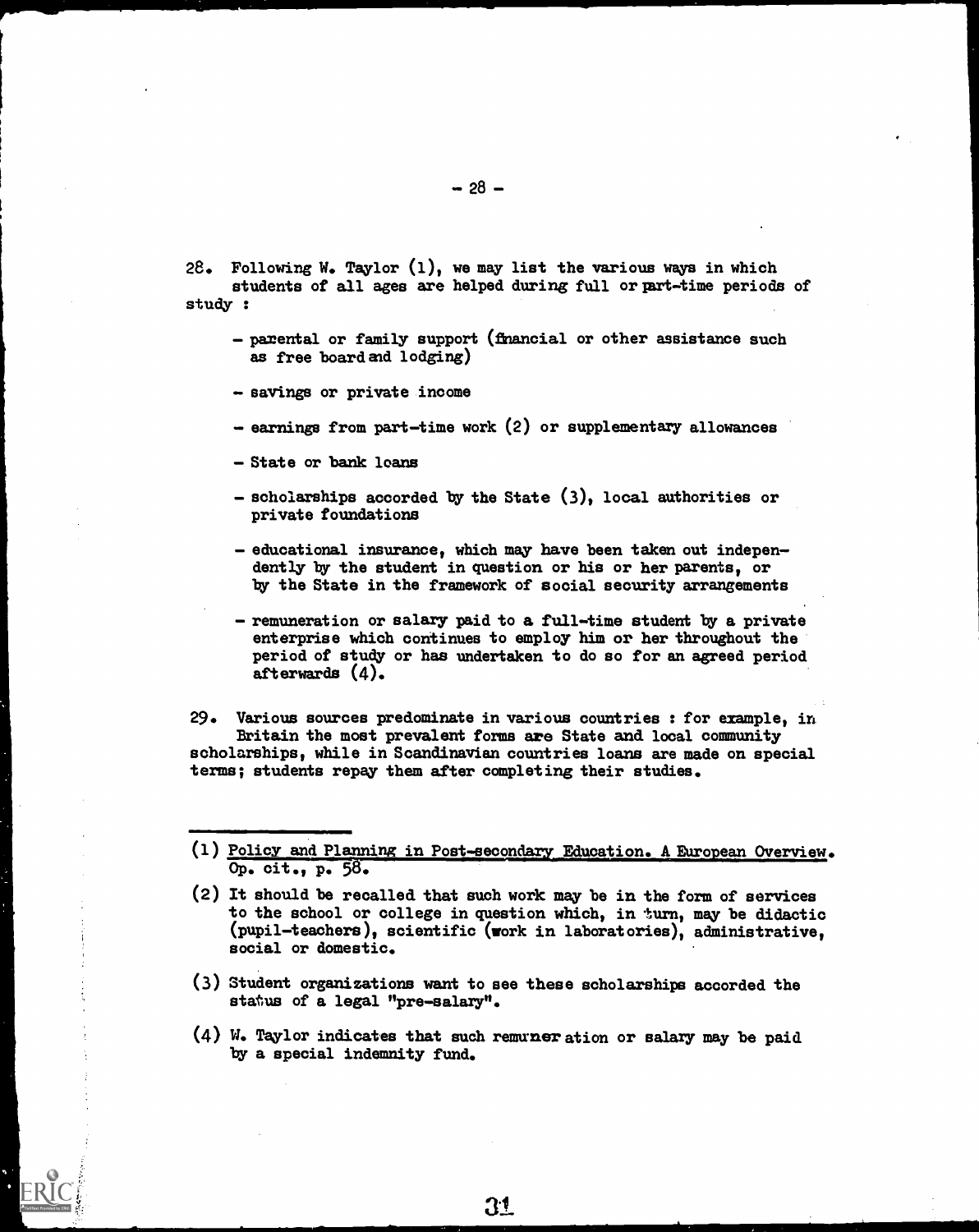28. Following W. Taylor (1), we may list the various ways in which students of all ages are helped during full or part-time periods of study :

- parental or family support (financial or other assistance such as free board and lodging)
- savings or private income
- earnings from part-time work (2) or supplementary allowances
- State or bank loans
- scholarships accorded by the State (3), local authorities or private foundations
- educational insurance, which may have been taken out independently by the student in question or his or her parents, or by the State in the framework of social security arrangements
- remuneration or salary paid to a full-time student by a private enterprise which continues to employ him or her throughout the period of study or has undertaken to do so for an agreed period afterwards (4).

29. Various sources predominate in various countries : for example, in Britain the most prevalent forms are State and local community scholarships, while in Scandinavian countries loans are made on special terms; students repay them after completing their studies.

---

(1) Policy and Planning in Post-secondary Education. A European Overview. Op. cit., p. 58.

(2) It should be recalled that such work may be in the form of services to the school or college in question which, in turn, may be didactic (pupil-teachers), scientific (work in laboratories), administrative, social or domestic.

(3) Student organizations want to see these scholarships accorded the status of a legal "pre-salary".

(4) W. Taylor indicates that such remuneration or salary may be paid by a special indemnity fund.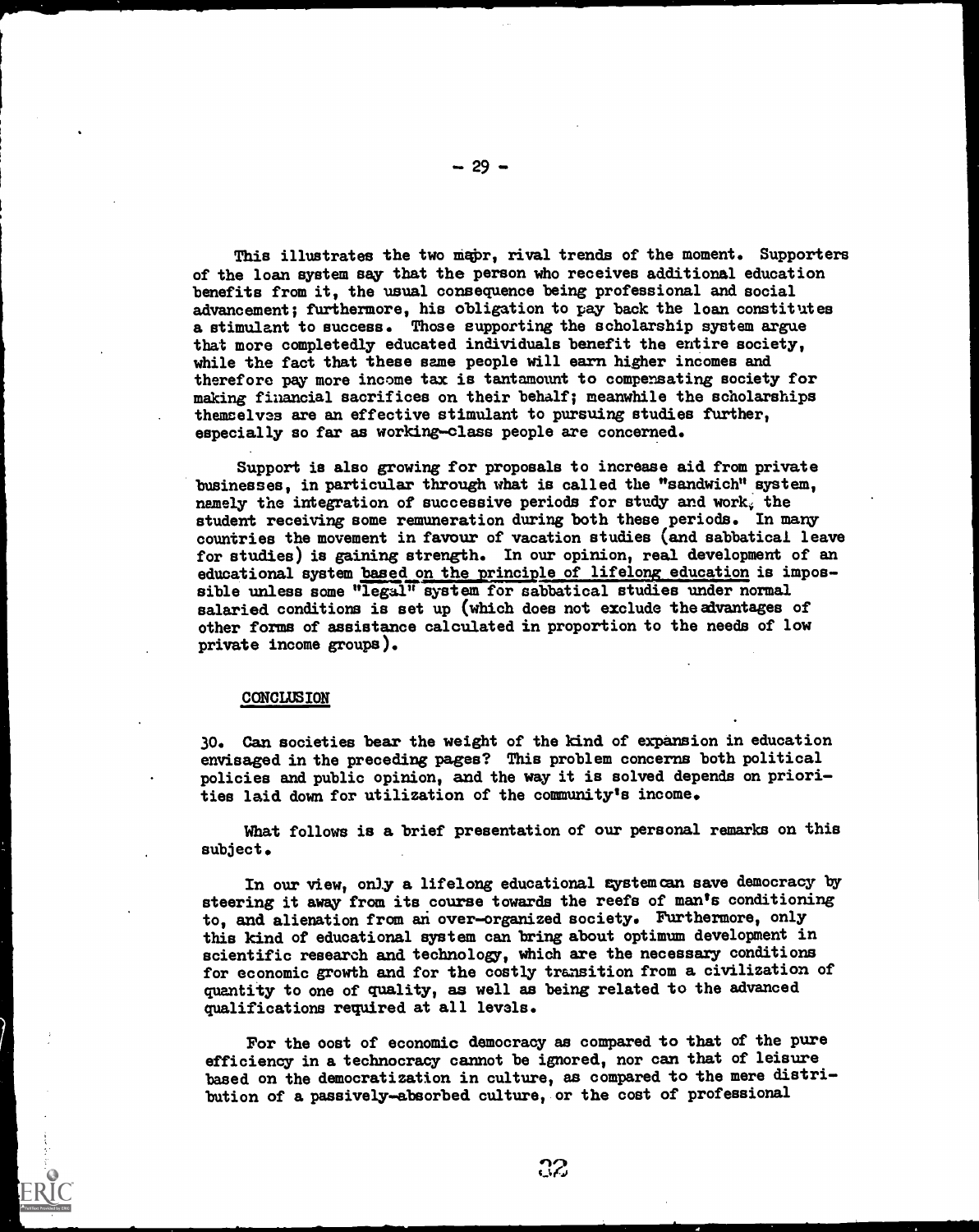This illustrates the two major, rival trends of the moment. Supporters of the loan system say that the person who receives additional education benefits from it, the usual consequence being professional and social advancement; furthermore, his obligation to pay back the loan constitutes a stimulant to success. Those supporting the scholarship system argue that more completedly educated individuals benefit the entire society, while the fact that these same people will earn higher incomes and therefore pay more income tax is tantamount to compensating society for making financial sacrifices on their behalf; meanwhile the scholarships themselves are an effective stimulant to pursuing studies further, especially so far as working-class people are concerned.

Support is also growing for proposals to increase aid from private businesses, in particular through what is called the "sandwich" system, namely the integration of successive periods for study and work, the student receiving some remuneration during both these periods. In many countries the movement in favour of vacation studies (and sabbatical leave for studies) is gaining strength. In our opinion, real development of an educational system based on the principle of lifelong education is impossible unless some "legal" system for sabbatical studies under normal salaried conditions is set up (which does not exclude the advantages of other forms of assistance calculated in proportion to the needs of low private income groups).

## CONCLUSION

30. Can societies bear the weight of the kind of expansion in education envisaged in the preceding pages? This problem concerns both political policies and public opinion, and the way it is solved depends on priorities laid down for utilization of the community's income.

What follows is a brief presentation of our personal remarks on this subject.

In our view, only a lifelong educational system can save democracy by steering it away from its course towards the reefs of man's conditioning to, and alienation from an over-organized society. Furthermore, only this kind of educational system can bring about optimum development in scientific research and technology, which are the necessary conditions for economic growth and for the costly transition from a civilization of quantity to one of quality, as well as being related to the advanced qualifications required at all levels.

For the cost of economic democracy as compared to that of the pure efficiency in a technocracy cannot be ignored, nor can that of leisure based on the democratization in culture, as compared to the mere distribution of a passively-absorbed culture, or the cost of professional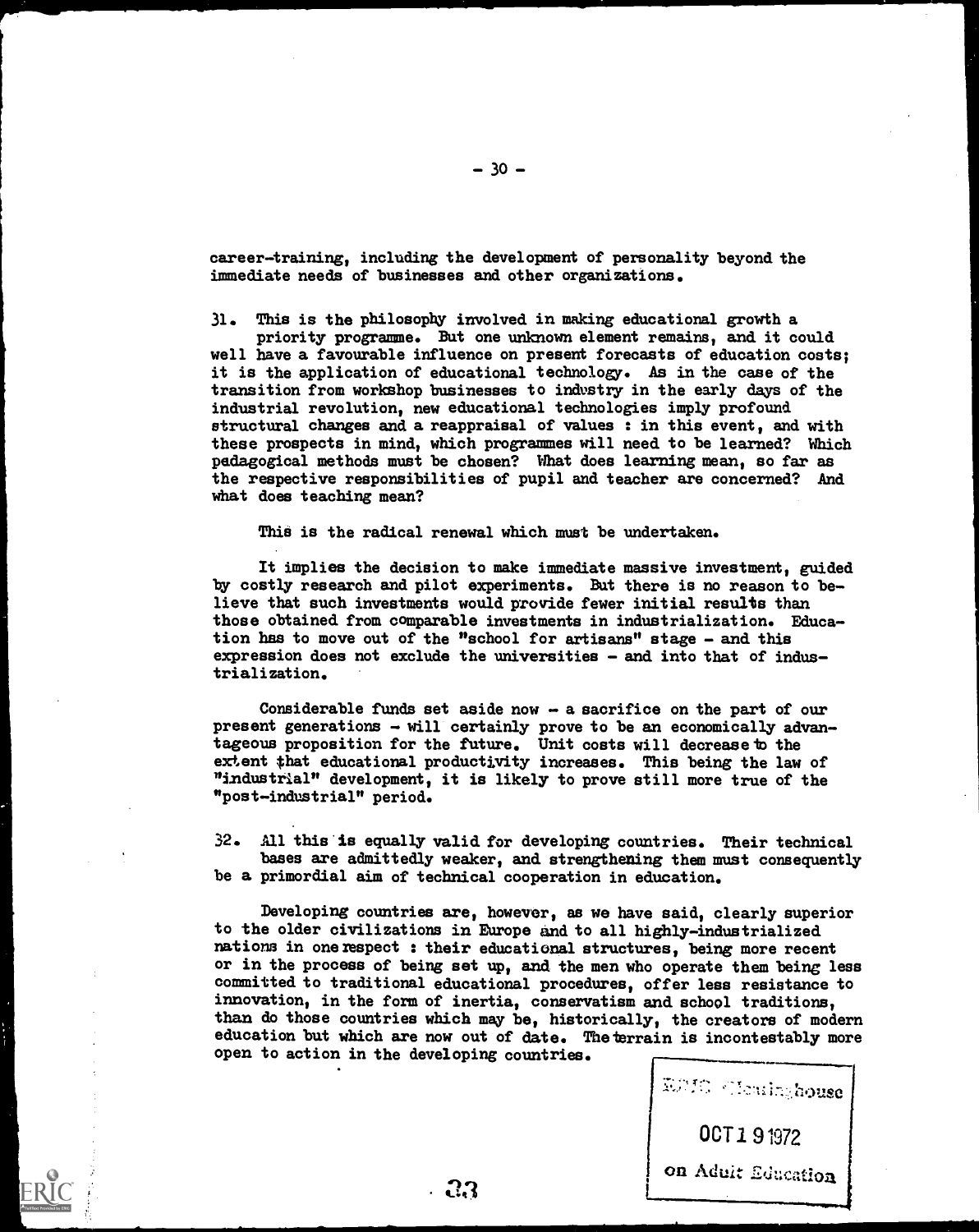career-training, including the development of personality beyond the immediate needs of businesses and other organizations.

31. This is the philosophy involved in making educational growth a priority programme. But one unknown element remains, and it could well have a favourable influence on present forecasts of education costs; it is the application of educational technology. As in the case of the transition from workshop businesses to industry in the early days of the industrial revolution, new educational technologies imply profound structural changes and a reappraisal of values : in this event, and with these prospects in mind, which programmes will need to be learned? Which pedagogical methods must be chosen? What does learning mean, so far as the respective responsibilities of pupil and teacher are concerned? And what does teaching mean?

This is the radical renewal which must be undertaken.

It implies the decision to make immediate massive investment, guided by costly research and pilot experiments. But there is no reason to believe that such investments would provide fewer initial results than those obtained from comparable investments in industrialization. Education has to move out of the "school for artisans" stage - and this expression does not exclude the universities - and into that of industrialization.

Considerable funds set aside now - a sacrifice on the part of our present generations - will certainly prove to be an economically advantageous proposition for the future. Unit costs will decrease to the extent that educational productivity increases. This being the law of "industrial" development, it is likely to prove still more true of the "post-industrial" period.

32. All this is equally valid for developing countries. Their technical bases are admittedly weaker, and strengthening them must consequently be a primordial aim of technical cooperation in education.

Developing countries are, however, as we have said, clearly superior to the older civilizations in Europe and to all highly-industrialized nations in one respect : their educational structures, being more recent or in the process of being set up, and the men who operate them being less committed to traditional educational procedures, offer less resistance to innovation, in the form of inertia, conservatism and school traditions, than do those countries which may be, historically, the creators of modern education but which are now out of date. The terrain is incontestably more open to action in the developing countries.

ERIC Clearinghouse

OCT 19 1972

on Adult Education